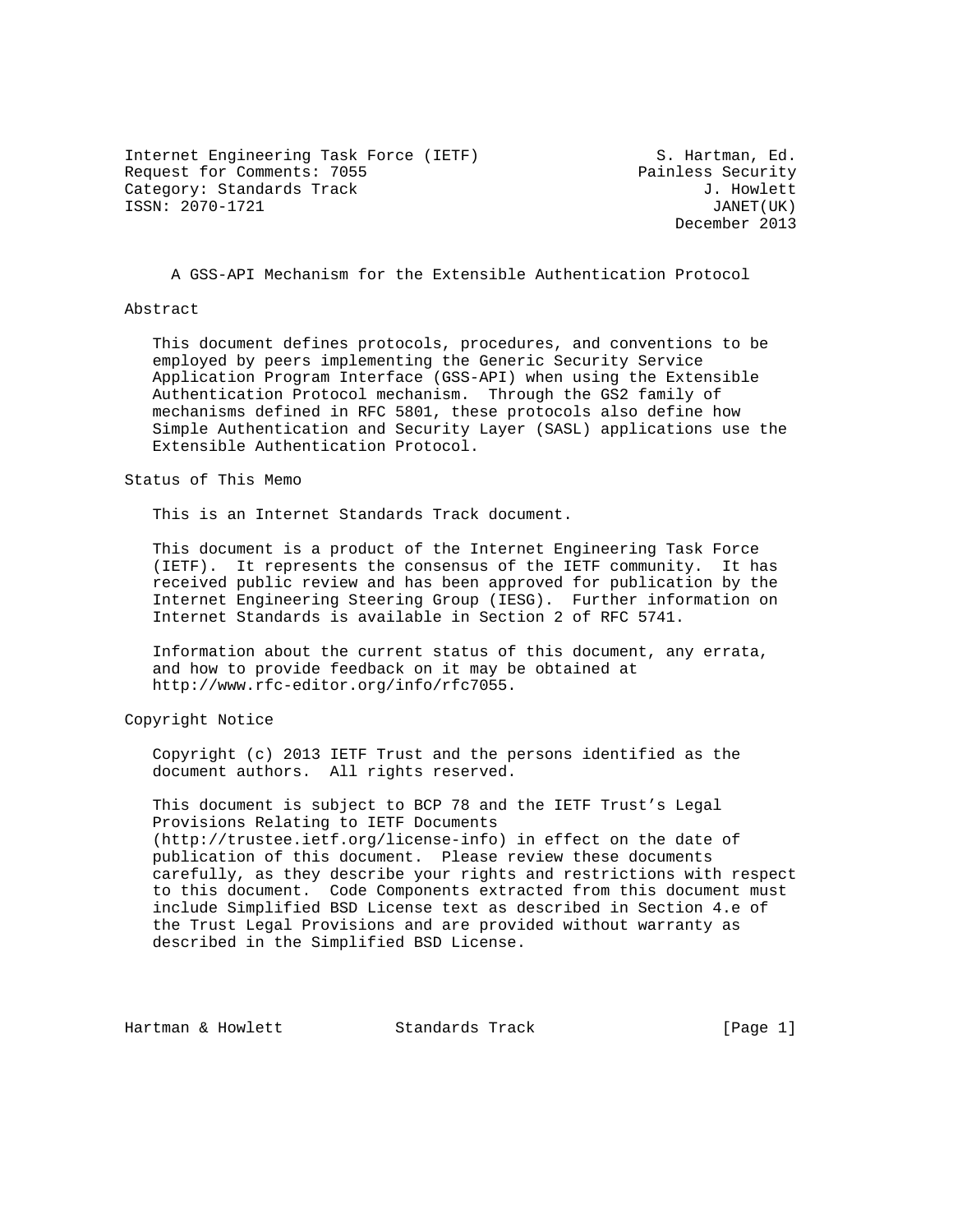Internet Engineering Task Force (IETF) S. Hartman, Ed.
Request for Comments: 7055 Painless Security
Category: Standards Track J. Howlett
ISSN: 2070-1721 JANET(UK)
December 2013

# A GSS-API Mechanism for the Extensible Authentication Protocol

## Abstract

This document defines protocols, procedures, and conventions to be employed by peers implementing the Generic Security Service Application Program Interface (GSS-API) when using the Extensible Authentication Protocol mechanism. Through the GS2 family of mechanisms defined in RFC 5801, these protocols also define how Simple Authentication and Security Layer (SASL) applications use the Extensible Authentication Protocol.

## Status of This Memo

This is an Internet Standards Track document.

This document is a product of the Internet Engineering Task Force (IETF). It represents the consensus of the IETF community. It has received public review and has been approved for publication by the Internet Engineering Steering Group (IESG). Further information on Internet Standards is available in Section 2 of RFC 5741.

Information about the current status of this document, any errata, and how to provide feedback on it may be obtained at http://www.rfc-editor.org/info/rfc7055.

## Copyright Notice

Copyright (c) 2013 IETF Trust and the persons identified as the document authors. All rights reserved.

This document is subject to BCP 78 and the IETF Trust's Legal Provisions Relating to IETF Documents (http://trustee.ietf.org/license-info) in effect on the date of publication of this document. Please review these documents carefully, as they describe your rights and restrictions with respect to this document. Code Components extracted from this document must include Simplified BSD License text as described in Section 4.e of the Trust Legal Provisions and are provided without warranty as described in the Simplified BSD License.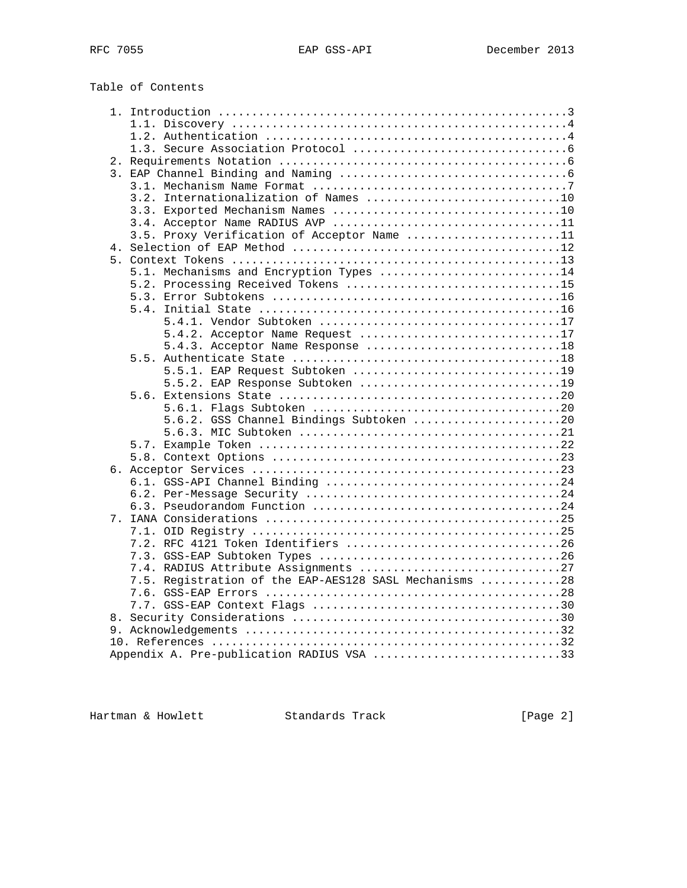Table of Contents

```
   1. Introduction ....................................................3
      1.1. Discovery ..................................................4
      1.2. Authentication .............................................4
      1.3. Secure Association Protocol ................................6
   2. Requirements Notation ...........................................6
   3. EAP Channel Binding and Naming ..................................6
      3.1. Mechanism Name Format ......................................7
      3.2. Internationalization of Names .............................10
      3.3. Exported Mechanism Names ..................................10
      3.4. Acceptor Name RADIUS AVP ..................................11
      3.5. Proxy Verification of Acceptor Name .......................11
   4. Selection of EAP Method ........................................12
   5. Context Tokens .................................................13
      5.1. Mechanisms and Encryption Types ...........................14
      5.2. Processing Received Tokens ................................15
      5.3. Error Subtokens ...........................................16
      5.4. Initial State .............................................16
           5.4.1. Vendor Subtoken ....................................17
           5.4.2. Acceptor Name Request ..............................17
           5.4.3. Acceptor Name Response .............................18
      5.5. Authenticate State ........................................18
           5.5.1. EAP Request Subtoken ...............................19
           5.5.2. EAP Response Subtoken ..............................19
      5.6. Extensions State ..........................................20
           5.6.1. Flags Subtoken .....................................20
           5.6.2. GSS Channel Bindings Subtoken ......................20
           5.6.3. MIC Subtoken .......................................21
      5.7. Example Token .............................................22
      5.8. Context Options ...........................................23
   6. Acceptor Services ..............................................23
      6.1. GSS-API Channel Binding ...................................24
      6.2. Per-Message Security ......................................24
      6.3. Pseudorandom Function .....................................24
   7. IANA Considerations ............................................25
      7.1. OID Registry ..............................................25
      7.2. RFC 4121 Token Identifiers ................................26
      7.3. GSS-EAP Subtoken Types ....................................26
      7.4. RADIUS Attribute Assignments ..............................27
      7.5. Registration of the EAP-AES128 SASL Mechanisms ............28
      7.6. GSS-EAP Errors ............................................28
      7.7. GSS-EAP Context Flags .....................................30
   8. Security Considerations ........................................30
   9. Acknowledgements ...............................................32
   10. References ....................................................32
   Appendix A. Pre-publication RADIUS VSA ............................33
```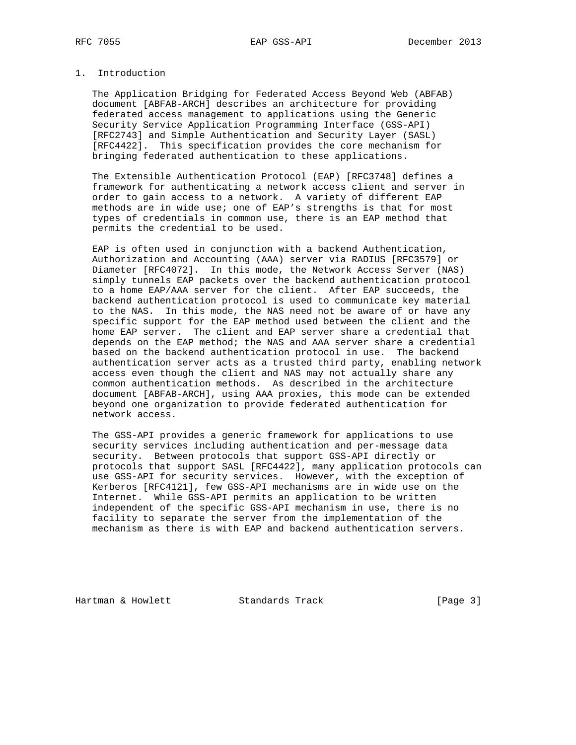## 1. Introduction

The Application Bridging for Federated Access Beyond Web (ABFAB) document [ABFAB-ARCH] describes an architecture for providing federated access management to applications using the Generic Security Service Application Programming Interface (GSS-API) [RFC2743] and Simple Authentication and Security Layer (SASL) [RFC4422]. This specification provides the core mechanism for bringing federated authentication to these applications.

The Extensible Authentication Protocol (EAP) [RFC3748] defines a framework for authenticating a network access client and server in order to gain access to a network. A variety of different EAP methods are in wide use; one of EAP's strengths is that for most types of credentials in common use, there is an EAP method that permits the credential to be used.

EAP is often used in conjunction with a backend Authentication, Authorization and Accounting (AAA) server via RADIUS [RFC3579] or Diameter [RFC4072]. In this mode, the Network Access Server (NAS) simply tunnels EAP packets over the backend authentication protocol to a home EAP/AAA server for the client. After EAP succeeds, the backend authentication protocol is used to communicate key material to the NAS. In this mode, the NAS need not be aware of or have any specific support for the EAP method used between the client and the home EAP server. The client and EAP server share a credential that depends on the EAP method; the NAS and AAA server share a credential based on the backend authentication protocol in use. The backend authentication server acts as a trusted third party, enabling network access even though the client and NAS may not actually share any common authentication methods. As described in the architecture document [ABFAB-ARCH], using AAA proxies, this mode can be extended beyond one organization to provide federated authentication for network access.

The GSS-API provides a generic framework for applications to use security services including authentication and per-message data security. Between protocols that support GSS-API directly or protocols that support SASL [RFC4422], many application protocols can use GSS-API for security services. However, with the exception of Kerberos [RFC4121], few GSS-API mechanisms are in wide use on the Internet. While GSS-API permits an application to be written independent of the specific GSS-API mechanism in use, there is no facility to separate the server from the implementation of the mechanism as there is with EAP and backend authentication servers.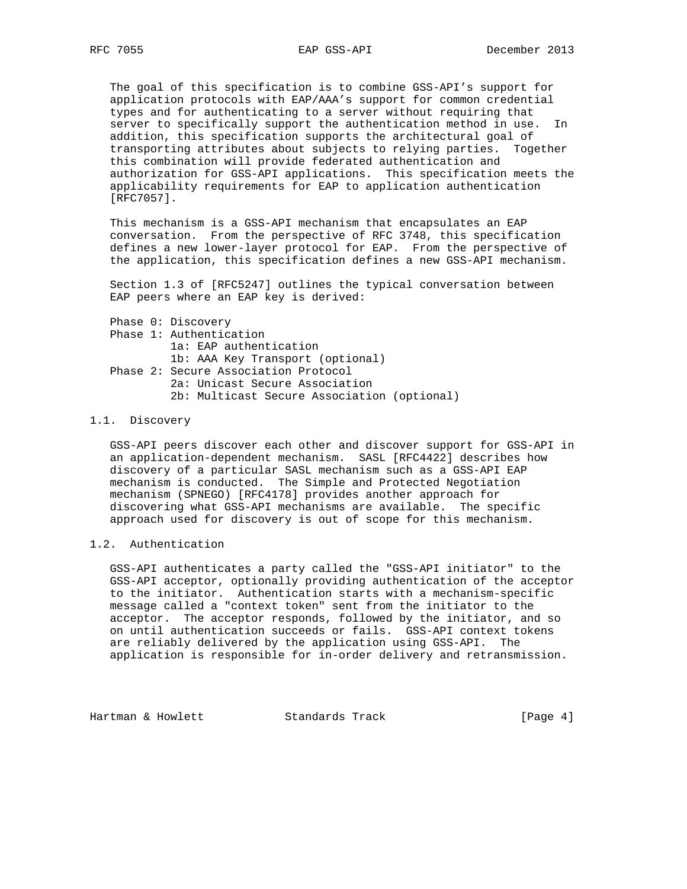The goal of this specification is to combine GSS-API's support for application protocols with EAP/AAA's support for common credential types and for authenticating to a server without requiring that server to specifically support the authentication method in use. In addition, this specification supports the architectural goal of transporting attributes about subjects to relying parties. Together this combination will provide federated authentication and authorization for GSS-API applications. This specification meets the applicability requirements for EAP to application authentication [RFC7057].

This mechanism is a GSS-API mechanism that encapsulates an EAP conversation. From the perspective of RFC 3748, this specification defines a new lower-layer protocol for EAP. From the perspective of the application, this specification defines a new GSS-API mechanism.

Section 1.3 of [RFC5247] outlines the typical conversation between EAP peers where an EAP key is derived:

```
Phase 0: Discovery
Phase 1: Authentication
         1a: EAP authentication
         1b: AAA Key Transport (optional)
Phase 2: Secure Association Protocol
         2a: Unicast Secure Association
         2b: Multicast Secure Association (optional)
```

## 1.1. Discovery

GSS-API peers discover each other and discover support for GSS-API in an application-dependent mechanism. SASL [RFC4422] describes how discovery of a particular SASL mechanism such as a GSS-API EAP mechanism is conducted. The Simple and Protected Negotiation mechanism (SPNEGO) [RFC4178] provides another approach for discovering what GSS-API mechanisms are available. The specific approach used for discovery is out of scope for this mechanism.

## 1.2. Authentication

GSS-API authenticates a party called the "GSS-API initiator" to the GSS-API acceptor, optionally providing authentication of the acceptor to the initiator. Authentication starts with a mechanism-specific message called a "context token" sent from the initiator to the acceptor. The acceptor responds, followed by the initiator, and so on until authentication succeeds or fails. GSS-API context tokens are reliably delivered by the application using GSS-API. The application is responsible for in-order delivery and retransmission.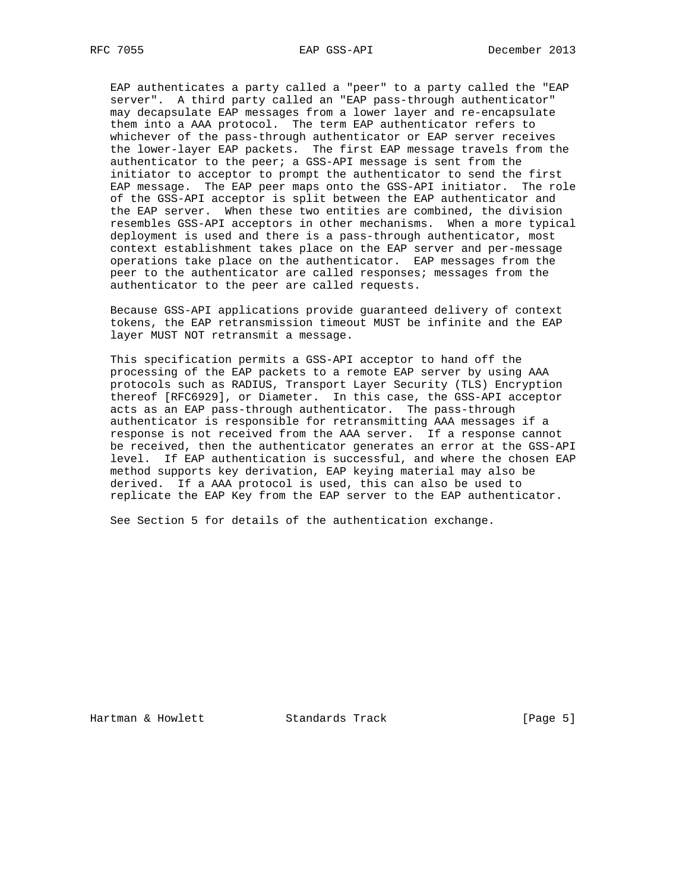EAP authenticates a party called a "peer" to a party called the "EAP server". A third party called an "EAP pass-through authenticator" may decapsulate EAP messages from a lower layer and re-encapsulate them into a AAA protocol. The term EAP authenticator refers to whichever of the pass-through authenticator or EAP server receives the lower-layer EAP packets. The first EAP message travels from the authenticator to the peer; a GSS-API message is sent from the initiator to acceptor to prompt the authenticator to send the first EAP message. The EAP peer maps onto the GSS-API initiator. The role of the GSS-API acceptor is split between the EAP authenticator and the EAP server. When these two entities are combined, the division resembles GSS-API acceptors in other mechanisms. When a more typical deployment is used and there is a pass-through authenticator, most context establishment takes place on the EAP server and per-message operations take place on the authenticator. EAP messages from the peer to the authenticator are called responses; messages from the authenticator to the peer are called requests.

Because GSS-API applications provide guaranteed delivery of context tokens, the EAP retransmission timeout MUST be infinite and the EAP layer MUST NOT retransmit a message.

This specification permits a GSS-API acceptor to hand off the processing of the EAP packets to a remote EAP server by using AAA protocols such as RADIUS, Transport Layer Security (TLS) Encryption thereof [RFC6929], or Diameter. In this case, the GSS-API acceptor acts as an EAP pass-through authenticator. The pass-through authenticator is responsible for retransmitting AAA messages if a response is not received from the AAA server. If a response cannot be received, then the authenticator generates an error at the GSS-API level. If EAP authentication is successful, and where the chosen EAP method supports key derivation, EAP keying material may also be derived. If a AAA protocol is used, this can also be used to replicate the EAP Key from the EAP server to the EAP authenticator.

See Section 5 for details of the authentication exchange.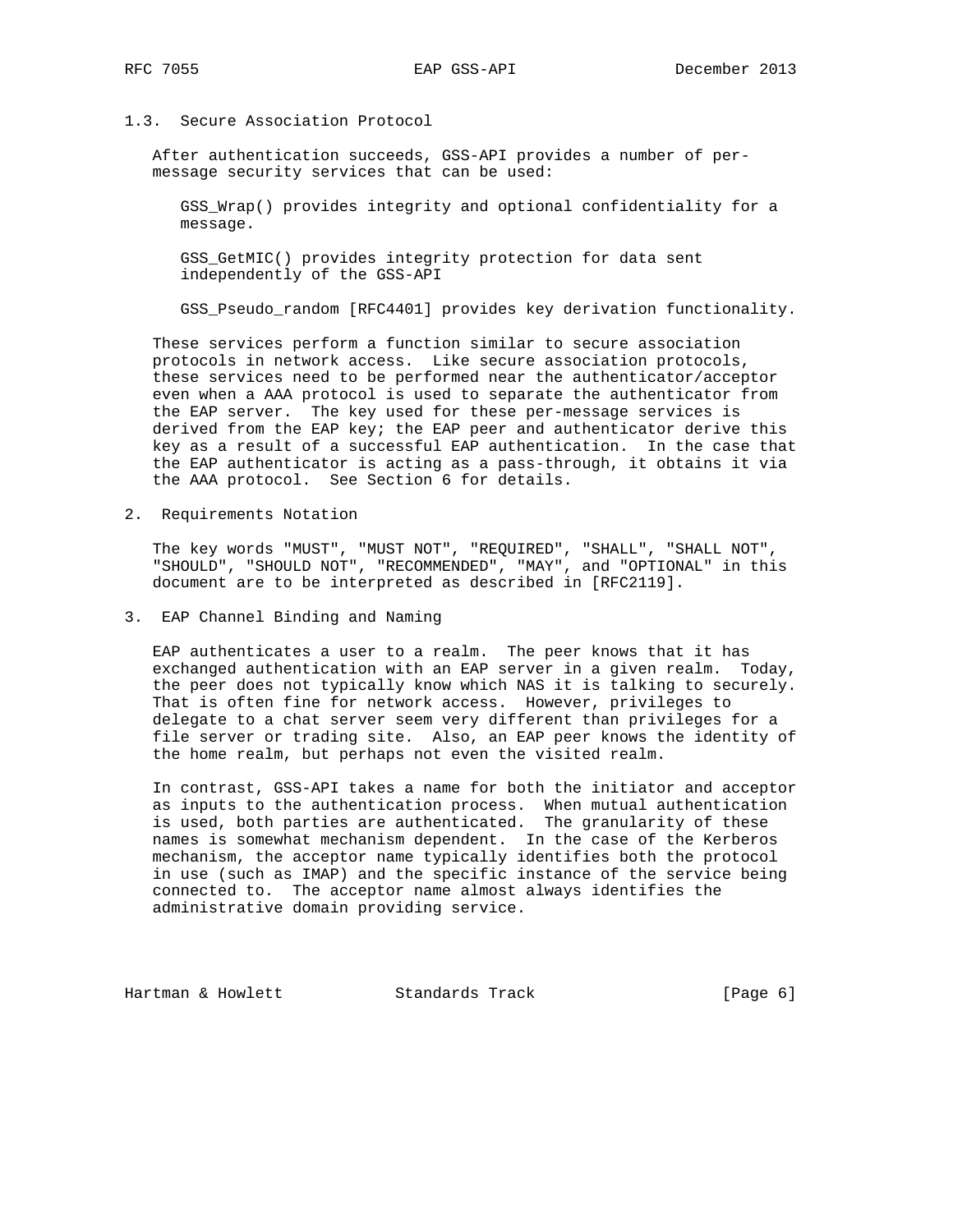### 1.3. Secure Association Protocol

After authentication succeeds, GSS-API provides a number of per-message security services that can be used:

GSS_Wrap() provides integrity and optional confidentiality for a message.

GSS_GetMIC() provides integrity protection for data sent independently of the GSS-API

GSS_Pseudo_random [RFC4401] provides key derivation functionality.

These services perform a function similar to secure association protocols in network access. Like secure association protocols, these services need to be performed near the authenticator/acceptor even when a AAA protocol is used to separate the authenticator from the EAP server. The key used for these per-message services is derived from the EAP key; the EAP peer and authenticator derive this key as a result of a successful EAP authentication. In the case that the EAP authenticator is acting as a pass-through, it obtains it via the AAA protocol. See Section 6 for details.

## 2. Requirements Notation

The key words "MUST", "MUST NOT", "REQUIRED", "SHALL", "SHALL NOT", "SHOULD", "SHOULD NOT", "RECOMMENDED", "MAY", and "OPTIONAL" in this document are to be interpreted as described in [RFC2119].

## 3. EAP Channel Binding and Naming

EAP authenticates a user to a realm. The peer knows that it has exchanged authentication with an EAP server in a given realm. Today, the peer does not typically know which NAS it is talking to securely. That is often fine for network access. However, privileges to delegate to a chat server seem very different than privileges for a file server or trading site. Also, an EAP peer knows the identity of the home realm, but perhaps not even the visited realm.

In contrast, GSS-API takes a name for both the initiator and acceptor as inputs to the authentication process. When mutual authentication is used, both parties are authenticated. The granularity of these names is somewhat mechanism dependent. In the case of the Kerberos mechanism, the acceptor name typically identifies both the protocol in use (such as IMAP) and the specific instance of the service being connected to. The acceptor name almost always identifies the administrative domain providing service.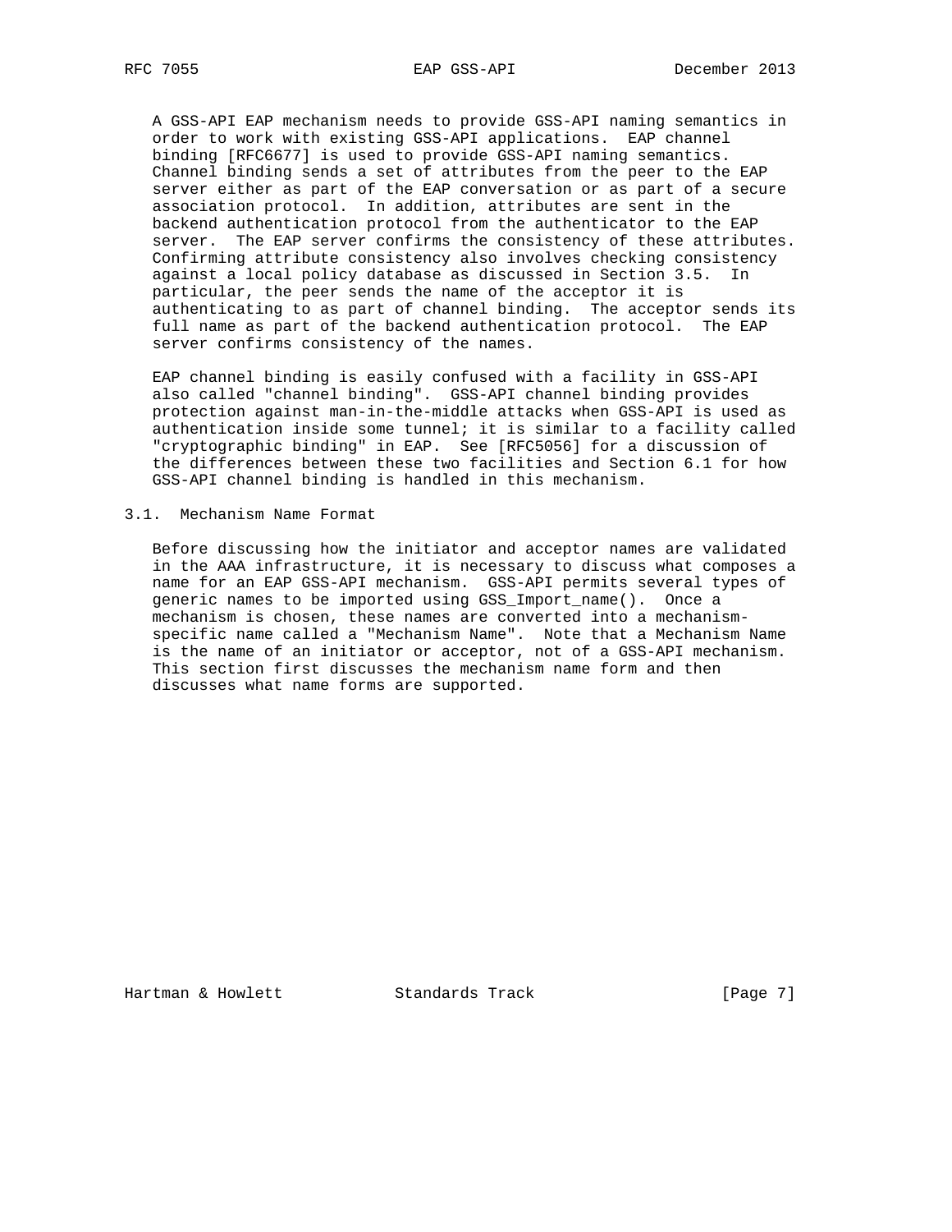A GSS-API EAP mechanism needs to provide GSS-API naming semantics in order to work with existing GSS-API applications. EAP channel binding [RFC6677] is used to provide GSS-API naming semantics. Channel binding sends a set of attributes from the peer to the EAP server either as part of the EAP conversation or as part of a secure association protocol. In addition, attributes are sent in the backend authentication protocol from the authenticator to the EAP server. The EAP server confirms the consistency of these attributes. Confirming attribute consistency also involves checking consistency against a local policy database as discussed in Section 3.5. In particular, the peer sends the name of the acceptor it is authenticating to as part of channel binding. The acceptor sends its full name as part of the backend authentication protocol. The EAP server confirms consistency of the names.

EAP channel binding is easily confused with a facility in GSS-API also called "channel binding". GSS-API channel binding provides protection against man-in-the-middle attacks when GSS-API is used as authentication inside some tunnel; it is similar to a facility called "cryptographic binding" in EAP. See [RFC5056] for a discussion of the differences between these two facilities and Section 6.1 for how GSS-API channel binding is handled in this mechanism.

## 3.1. Mechanism Name Format

Before discussing how the initiator and acceptor names are validated in the AAA infrastructure, it is necessary to discuss what composes a name for an EAP GSS-API mechanism. GSS-API permits several types of generic names to be imported using GSS_Import_name(). Once a mechanism is chosen, these names are converted into a mechanism-specific name called a "Mechanism Name". Note that a Mechanism Name is the name of an initiator or acceptor, not of a GSS-API mechanism. This section first discusses the mechanism name form and then discusses what name forms are supported.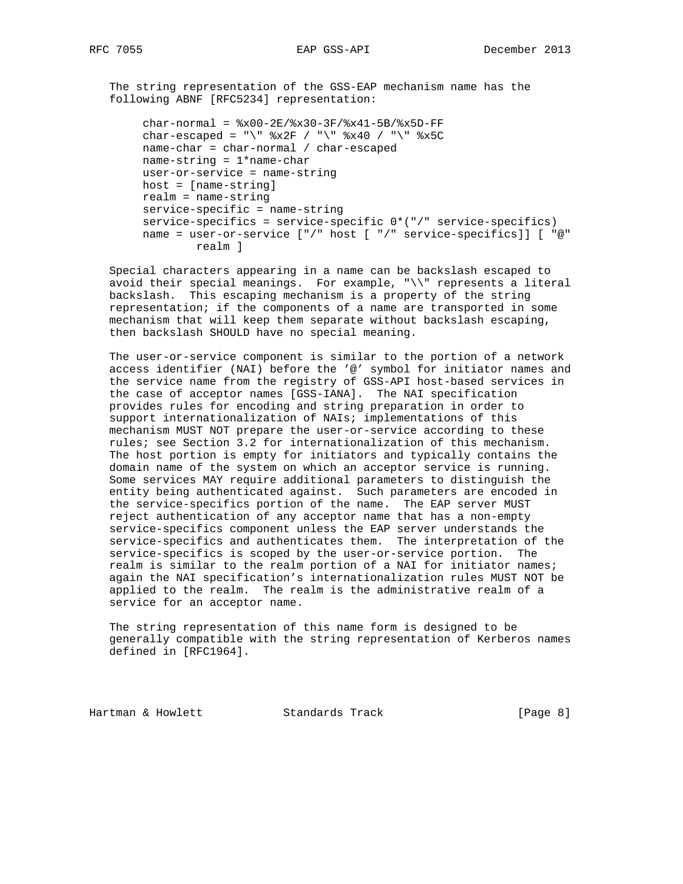The string representation of the GSS-EAP mechanism name has the following ABNF [RFC5234] representation:

```
char-normal = %x00-2E/%x30-3F/%x41-5B/%x5D-FF
char-escaped = "\" %x2F / "\" %x40 / "\" %x5C
name-char = char-normal / char-escaped
name-string = 1*name-char
user-or-service = name-string
host = [name-string]
realm = name-string
service-specific = name-string
service-specifics = service-specific 0*("/" service-specifics)
name = user-or-service ["/" host [ "/" service-specifics]] [ "@"
        realm ]
```

Special characters appearing in a name can be backslash escaped to avoid their special meanings. For example, "\\" represents a literal backslash. This escaping mechanism is a property of the string representation; if the components of a name are transported in some mechanism that will keep them separate without backslash escaping, then backslash SHOULD have no special meaning.

The user-or-service component is similar to the portion of a network access identifier (NAI) before the '@' symbol for initiator names and the service name from the registry of GSS-API host-based services in the case of acceptor names [GSS-IANA]. The NAI specification provides rules for encoding and string preparation in order to support internationalization of NAIs; implementations of this mechanism MUST NOT prepare the user-or-service according to these rules; see Section 3.2 for internationalization of this mechanism. The host portion is empty for initiators and typically contains the domain name of the system on which an acceptor service is running. Some services MAY require additional parameters to distinguish the entity being authenticated against. Such parameters are encoded in the service-specifics portion of the name. The EAP server MUST reject authentication of any acceptor name that has a non-empty service-specifics component unless the EAP server understands the service-specifics and authenticates them. The interpretation of the service-specifics is scoped by the user-or-service portion. The realm is similar to the realm portion of a NAI for initiator names; again the NAI specification's internationalization rules MUST NOT be applied to the realm. The realm is the administrative realm of a service for an acceptor name.

The string representation of this name form is designed to be generally compatible with the string representation of Kerberos names defined in [RFC1964].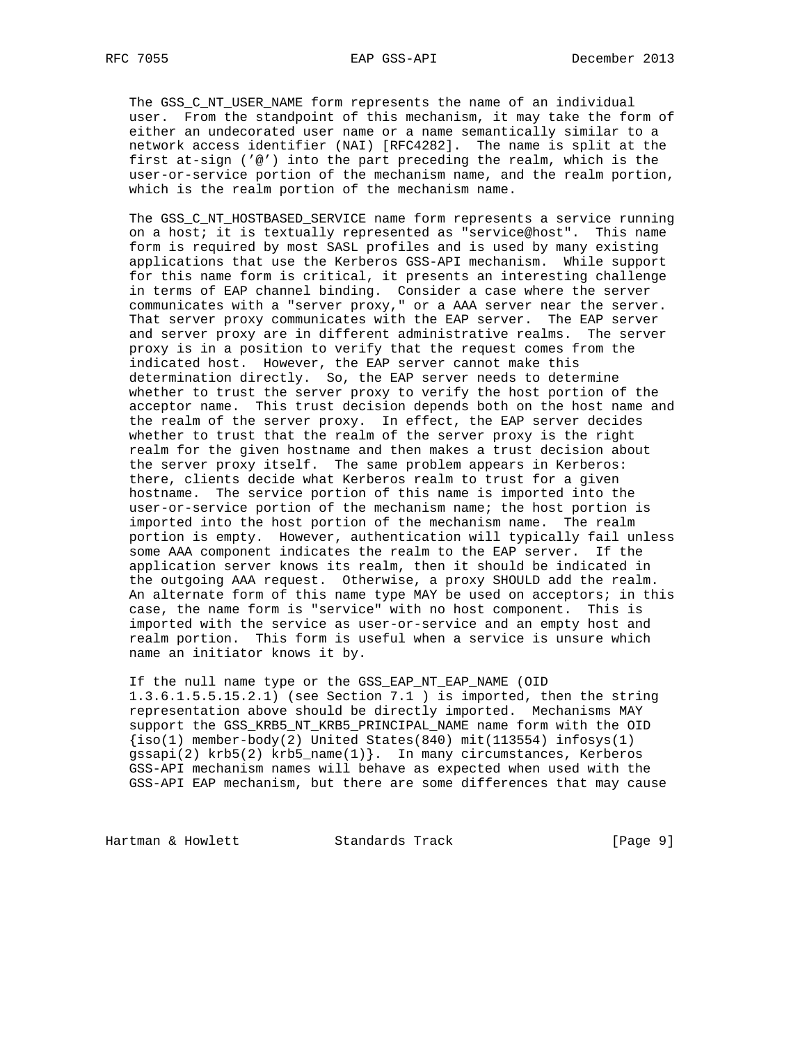The GSS_C_NT_USER_NAME form represents the name of an individual user. From the standpoint of this mechanism, it may take the form of either an undecorated user name or a name semantically similar to a network access identifier (NAI) [RFC4282]. The name is split at the first at-sign ('@') into the part preceding the realm, which is the user-or-service portion of the mechanism name, and the realm portion, which is the realm portion of the mechanism name.

The GSS_C_NT_HOSTBASED_SERVICE name form represents a service running on a host; it is textually represented as "service@host". This name form is required by most SASL profiles and is used by many existing applications that use the Kerberos GSS-API mechanism. While support for this name form is critical, it presents an interesting challenge in terms of EAP channel binding. Consider a case where the server communicates with a "server proxy," or a AAA server near the server. That server proxy communicates with the EAP server. The EAP server and server proxy are in different administrative realms. The server proxy is in a position to verify that the request comes from the indicated host. However, the EAP server cannot make this determination directly. So, the EAP server needs to determine whether to trust the server proxy to verify the host portion of the acceptor name. This trust decision depends both on the host name and the realm of the server proxy. In effect, the EAP server decides whether to trust that the realm of the server proxy is the right realm for the given hostname and then makes a trust decision about the server proxy itself. The same problem appears in Kerberos: there, clients decide what Kerberos realm to trust for a given hostname. The service portion of this name is imported into the user-or-service portion of the mechanism name; the host portion is imported into the host portion of the mechanism name. The realm portion is empty. However, authentication will typically fail unless some AAA component indicates the realm to the EAP server. If the application server knows its realm, then it should be indicated in the outgoing AAA request. Otherwise, a proxy SHOULD add the realm. An alternate form of this name type MAY be used on acceptors; in this case, the name form is "service" with no host component. This is imported with the service as user-or-service and an empty host and realm portion. This form is useful when a service is unsure which name an initiator knows it by.

If the null name type or the GSS_EAP_NT_EAP_NAME (OID 1.3.6.1.5.5.15.2.1) (see Section 7.1 ) is imported, then the string representation above should be directly imported. Mechanisms MAY support the GSS_KRB5_NT_KRB5_PRINCIPAL_NAME name form with the OID {iso(1) member-body(2) United States(840) mit(113554) infosys(1) gssapi(2) krb5(2) krb5_name(1)}. In many circumstances, Kerberos GSS-API mechanism names will behave as expected when used with the GSS-API EAP mechanism, but there are some differences that may cause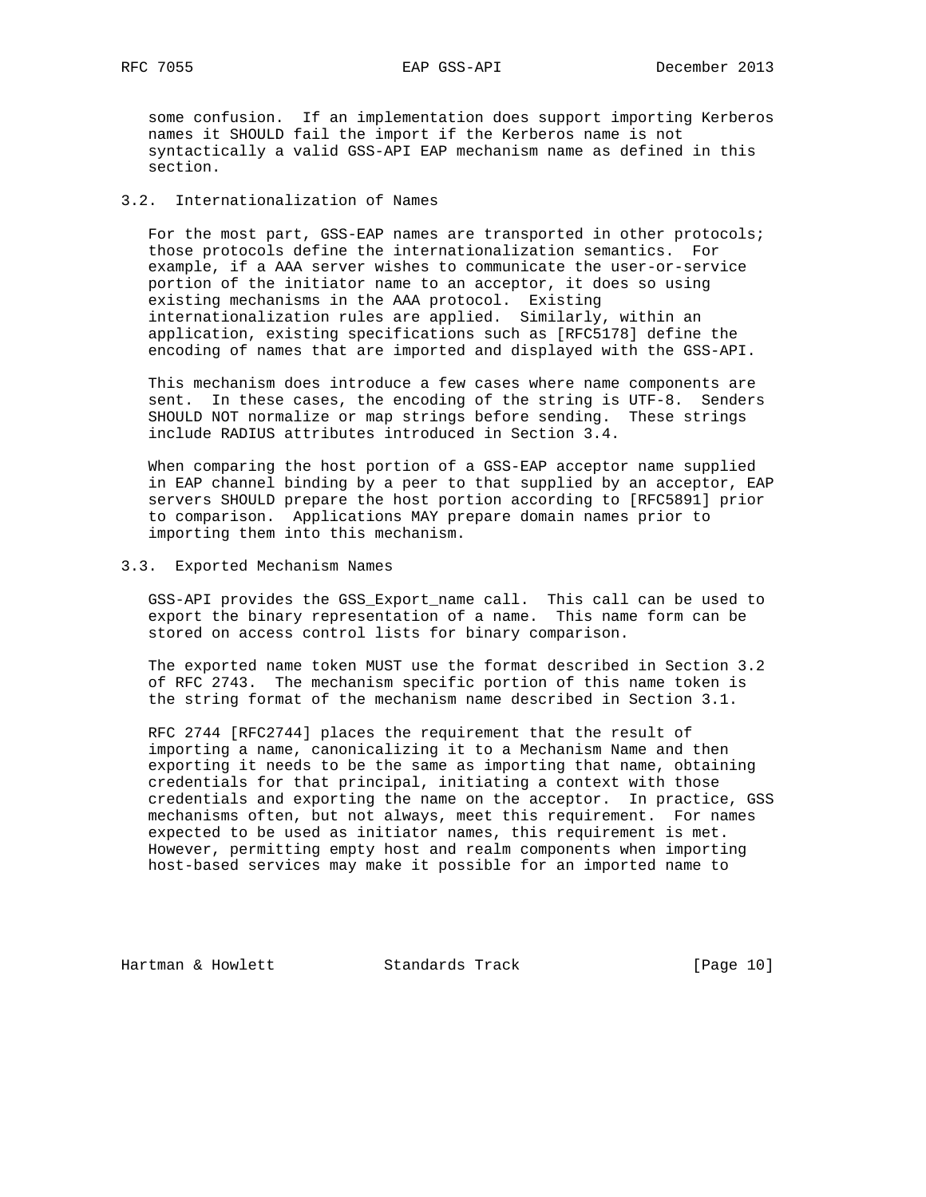some confusion. If an implementation does support importing Kerberos names it SHOULD fail the import if the Kerberos name is not syntactically a valid GSS-API EAP mechanism name as defined in this section.

### 3.2. Internationalization of Names

For the most part, GSS-EAP names are transported in other protocols; those protocols define the internationalization semantics. For example, if a AAA server wishes to communicate the user-or-service portion of the initiator name to an acceptor, it does so using existing mechanisms in the AAA protocol. Existing internationalization rules are applied. Similarly, within an application, existing specifications such as [RFC5178] define the encoding of names that are imported and displayed with the GSS-API.

This mechanism does introduce a few cases where name components are sent. In these cases, the encoding of the string is UTF-8. Senders SHOULD NOT normalize or map strings before sending. These strings include RADIUS attributes introduced in Section 3.4.

When comparing the host portion of a GSS-EAP acceptor name supplied in EAP channel binding by a peer to that supplied by an acceptor, EAP servers SHOULD prepare the host portion according to [RFC5891] prior to comparison. Applications MAY prepare domain names prior to importing them into this mechanism.

### 3.3. Exported Mechanism Names

GSS-API provides the GSS_Export_name call. This call can be used to export the binary representation of a name. This name form can be stored on access control lists for binary comparison.

The exported name token MUST use the format described in Section 3.2 of RFC 2743. The mechanism specific portion of this name token is the string format of the mechanism name described in Section 3.1.

RFC 2744 [RFC2744] places the requirement that the result of importing a name, canonicalizing it to a Mechanism Name and then exporting it needs to be the same as importing that name, obtaining credentials for that principal, initiating a context with those credentials and exporting the name on the acceptor. In practice, GSS mechanisms often, but not always, meet this requirement. For names expected to be used as initiator names, this requirement is met. However, permitting empty host and realm components when importing host-based services may make it possible for an imported name to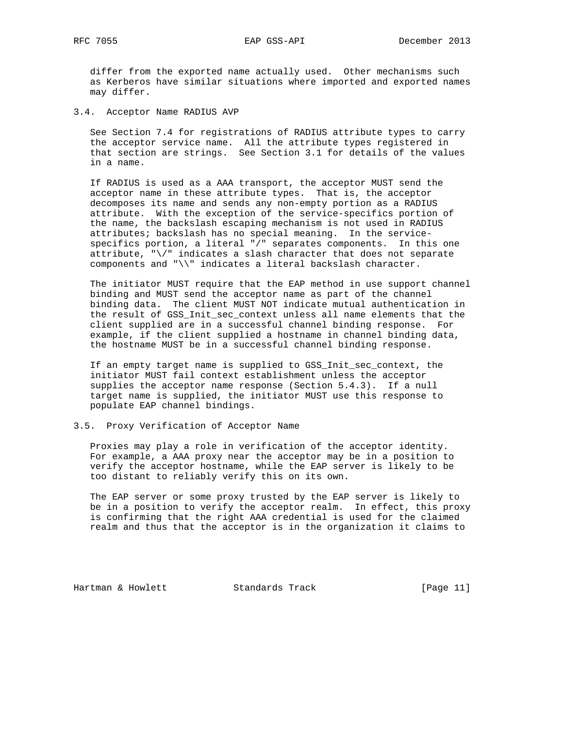differ from the exported name actually used. Other mechanisms such as Kerberos have similar situations where imported and exported names may differ.

### 3.4. Acceptor Name RADIUS AVP

See Section 7.4 for registrations of RADIUS attribute types to carry the acceptor service name. All the attribute types registered in that section are strings. See Section 3.1 for details of the values in a name.

If RADIUS is used as a AAA transport, the acceptor MUST send the acceptor name in these attribute types. That is, the acceptor decomposes its name and sends any non-empty portion as a RADIUS attribute. With the exception of the service-specifics portion of the name, the backslash escaping mechanism is not used in RADIUS attributes; backslash has no special meaning. In the service-specifics portion, a literal "/" separates components. In this one attribute, "\/" indicates a slash character that does not separate components and "\\" indicates a literal backslash character.

The initiator MUST require that the EAP method in use support channel binding and MUST send the acceptor name as part of the channel binding data. The client MUST NOT indicate mutual authentication in the result of GSS_Init_sec_context unless all name elements that the client supplied are in a successful channel binding response. For example, if the client supplied a hostname in channel binding data, the hostname MUST be in a successful channel binding response.

If an empty target name is supplied to GSS_Init_sec_context, the initiator MUST fail context establishment unless the acceptor supplies the acceptor name response (Section 5.4.3). If a null target name is supplied, the initiator MUST use this response to populate EAP channel bindings.

### 3.5. Proxy Verification of Acceptor Name

Proxies may play a role in verification of the acceptor identity. For example, a AAA proxy near the acceptor may be in a position to verify the acceptor hostname, while the EAP server is likely to be too distant to reliably verify this on its own.

The EAP server or some proxy trusted by the EAP server is likely to be in a position to verify the acceptor realm. In effect, this proxy is confirming that the right AAA credential is used for the claimed realm and thus that the acceptor is in the organization it claims to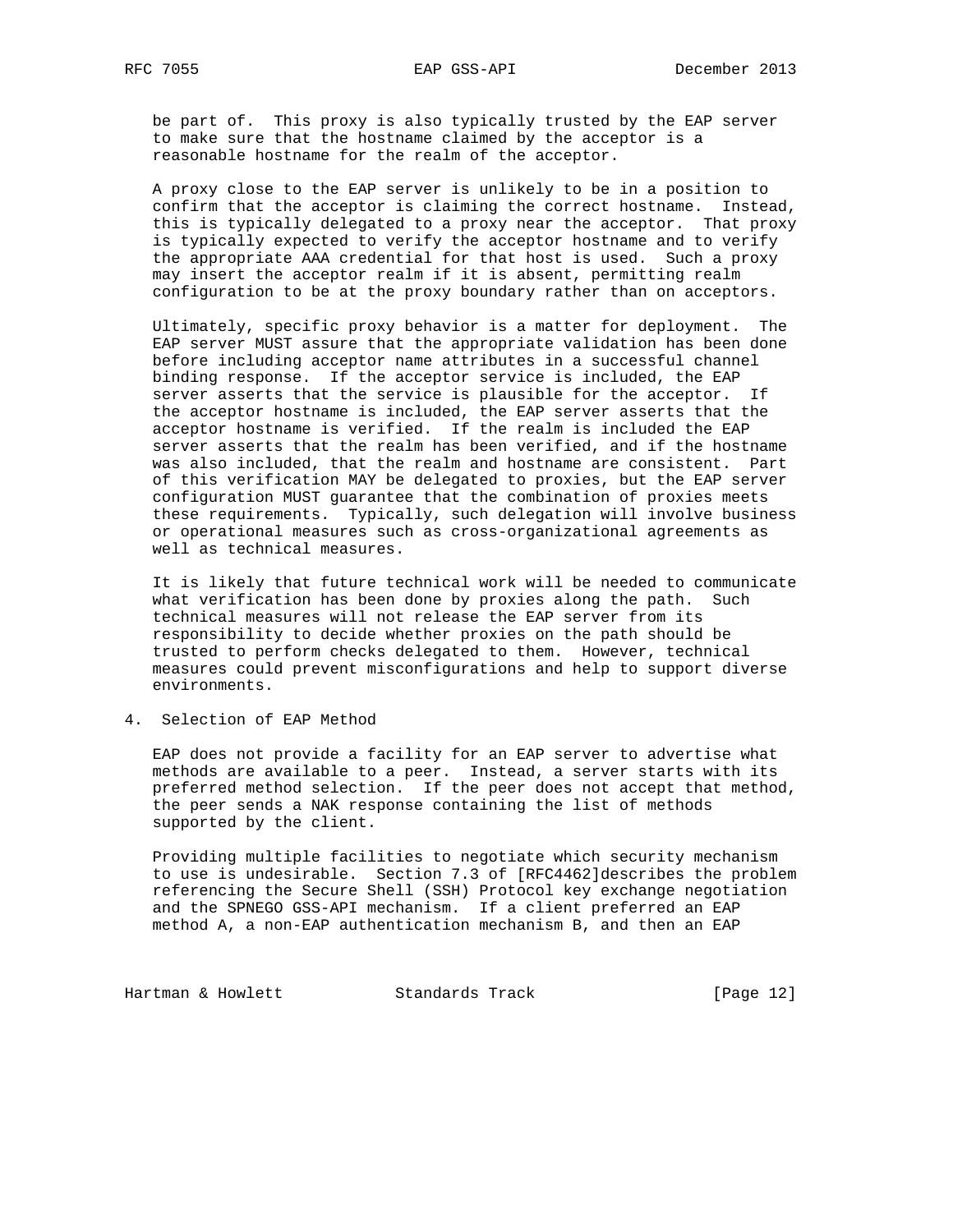be part of. This proxy is also typically trusted by the EAP server to make sure that the hostname claimed by the acceptor is a reasonable hostname for the realm of the acceptor.

A proxy close to the EAP server is unlikely to be in a position to confirm that the acceptor is claiming the correct hostname. Instead, this is typically delegated to a proxy near the acceptor. That proxy is typically expected to verify the acceptor hostname and to verify the appropriate AAA credential for that host is used. Such a proxy may insert the acceptor realm if it is absent, permitting realm configuration to be at the proxy boundary rather than on acceptors.

Ultimately, specific proxy behavior is a matter for deployment. The EAP server MUST assure that the appropriate validation has been done before including acceptor name attributes in a successful channel binding response. If the acceptor service is included, the EAP server asserts that the service is plausible for the acceptor. If the acceptor hostname is included, the EAP server asserts that the acceptor hostname is verified. If the realm is included the EAP server asserts that the realm has been verified, and if the hostname was also included, that the realm and hostname are consistent. Part of this verification MAY be delegated to proxies, but the EAP server configuration MUST guarantee that the combination of proxies meets these requirements. Typically, such delegation will involve business or operational measures such as cross-organizational agreements as well as technical measures.

It is likely that future technical work will be needed to communicate what verification has been done by proxies along the path. Such technical measures will not release the EAP server from its responsibility to decide whether proxies on the path should be trusted to perform checks delegated to them. However, technical measures could prevent misconfigurations and help to support diverse environments.

## 4. Selection of EAP Method

EAP does not provide a facility for an EAP server to advertise what methods are available to a peer. Instead, a server starts with its preferred method selection. If the peer does not accept that method, the peer sends a NAK response containing the list of methods supported by the client.

Providing multiple facilities to negotiate which security mechanism to use is undesirable. Section 7.3 of [RFC4462]describes the problem referencing the Secure Shell (SSH) Protocol key exchange negotiation and the SPNEGO GSS-API mechanism. If a client preferred an EAP method A, a non-EAP authentication mechanism B, and then an EAP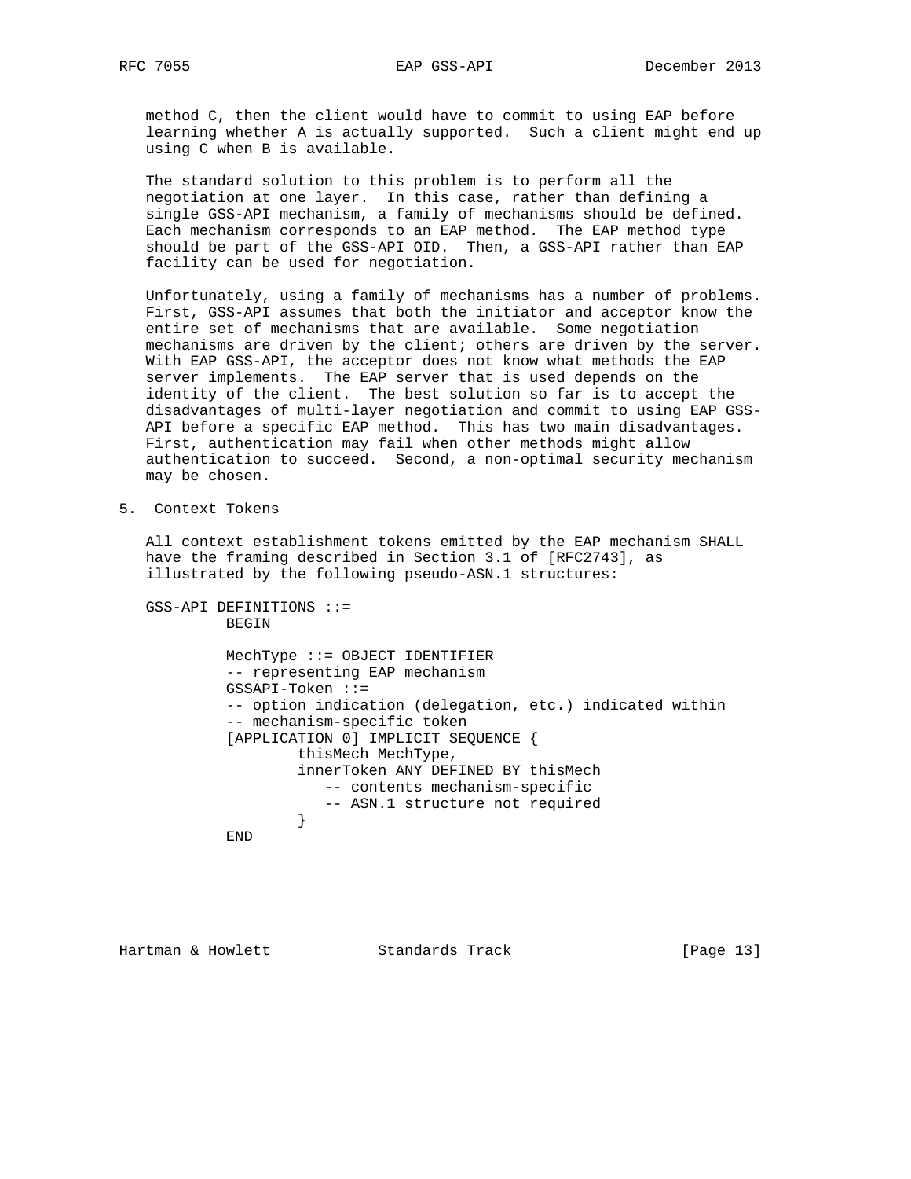method C, then the client would have to commit to using EAP before learning whether A is actually supported. Such a client might end up using C when B is available.

The standard solution to this problem is to perform all the negotiation at one layer. In this case, rather than defining a single GSS-API mechanism, a family of mechanisms should be defined. Each mechanism corresponds to an EAP method. The EAP method type should be part of the GSS-API OID. Then, a GSS-API rather than EAP facility can be used for negotiation.

Unfortunately, using a family of mechanisms has a number of problems. First, GSS-API assumes that both the initiator and acceptor know the entire set of mechanisms that are available. Some negotiation mechanisms are driven by the client; others are driven by the server. With EAP GSS-API, the acceptor does not know what methods the EAP server implements. The EAP server that is used depends on the identity of the client. The best solution so far is to accept the disadvantages of multi-layer negotiation and commit to using EAP GSS-API before a specific EAP method. This has two main disadvantages. First, authentication may fail when other methods might allow authentication to succeed. Second, a non-optimal security mechanism may be chosen.

## 5. Context Tokens

All context establishment tokens emitted by the EAP mechanism SHALL have the framing described in Section 3.1 of [RFC2743], as illustrated by the following pseudo-ASN.1 structures:

```
GSS-API DEFINITIONS ::=
         BEGIN

         MechType ::= OBJECT IDENTIFIER
         -- representing EAP mechanism
         GSSAPI-Token ::=
         -- option indication (delegation, etc.) indicated within
         -- mechanism-specific token
         [APPLICATION 0] IMPLICIT SEQUENCE {
                 thisMech MechType,
                 innerToken ANY DEFINED BY thisMech
                    -- contents mechanism-specific
                    -- ASN.1 structure not required
                 }
         END
```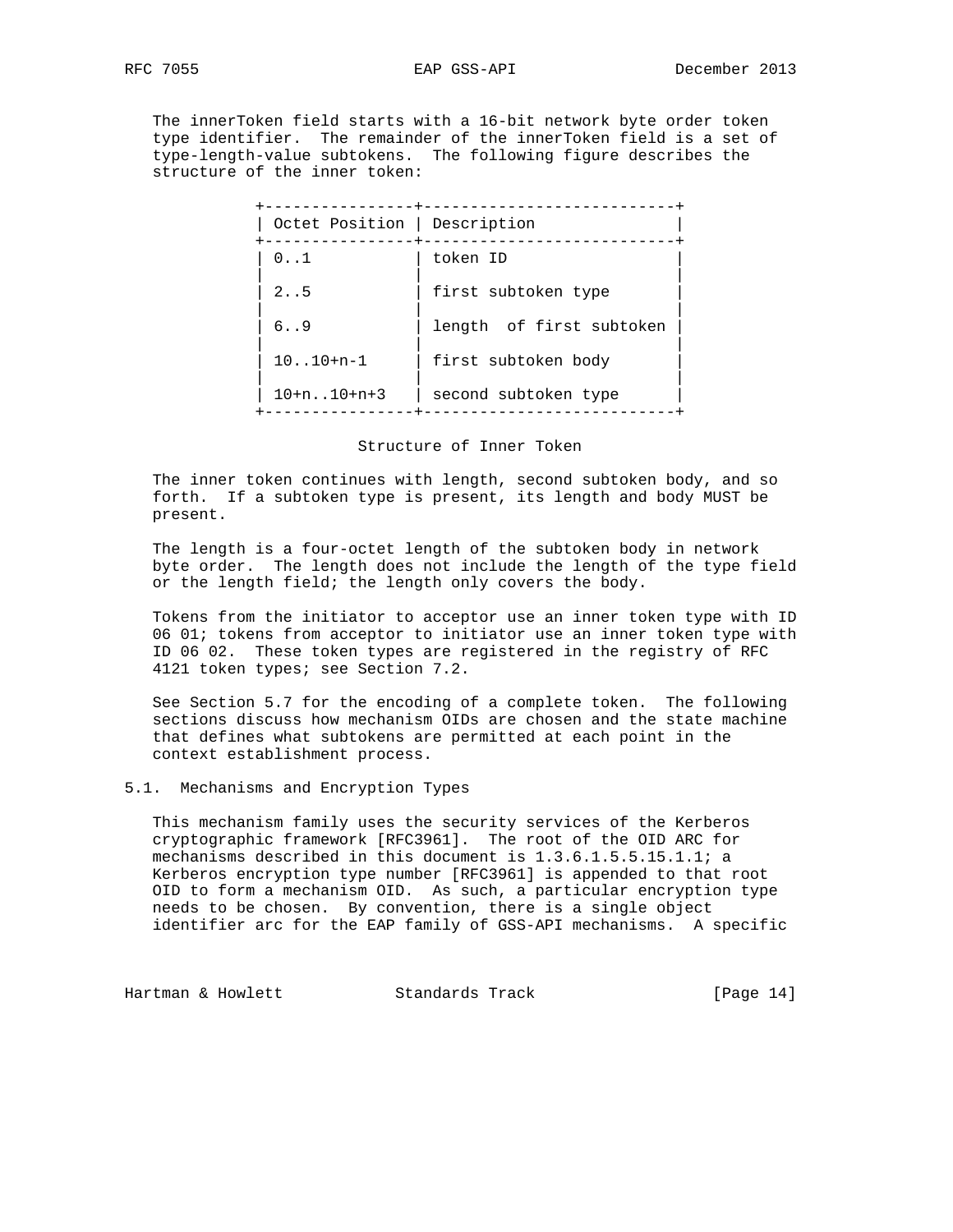The innerToken field starts with a 16-bit network byte order token type identifier. The remainder of the innerToken field is a set of type-length-value subtokens. The following figure describes the structure of the inner token:

| Octet Position | Description |
|---|---|
| 0..1 | token ID |
| 2..5 | first subtoken type |
| 6..9 | length  of first subtoken |
| 10..10+n-1 | first subtoken body |
| 10+n..10+n+3 | second subtoken type |

Structure of Inner Token

The inner token continues with length, second subtoken body, and so forth. If a subtoken type is present, its length and body MUST be present.

The length is a four-octet length of the subtoken body in network byte order. The length does not include the length of the type field or the length field; the length only covers the body.

Tokens from the initiator to acceptor use an inner token type with ID 06 01; tokens from acceptor to initiator use an inner token type with ID 06 02. These token types are registered in the registry of RFC 4121 token types; see Section 7.2.

See Section 5.7 for the encoding of a complete token. The following sections discuss how mechanism OIDs are chosen and the state machine that defines what subtokens are permitted at each point in the context establishment process.

## 5.1. Mechanisms and Encryption Types

This mechanism family uses the security services of the Kerberos cryptographic framework [RFC3961]. The root of the OID ARC for mechanisms described in this document is 1.3.6.1.5.5.15.1.1; a Kerberos encryption type number [RFC3961] is appended to that root OID to form a mechanism OID. As such, a particular encryption type needs to be chosen. By convention, there is a single object identifier arc for the EAP family of GSS-API mechanisms. A specific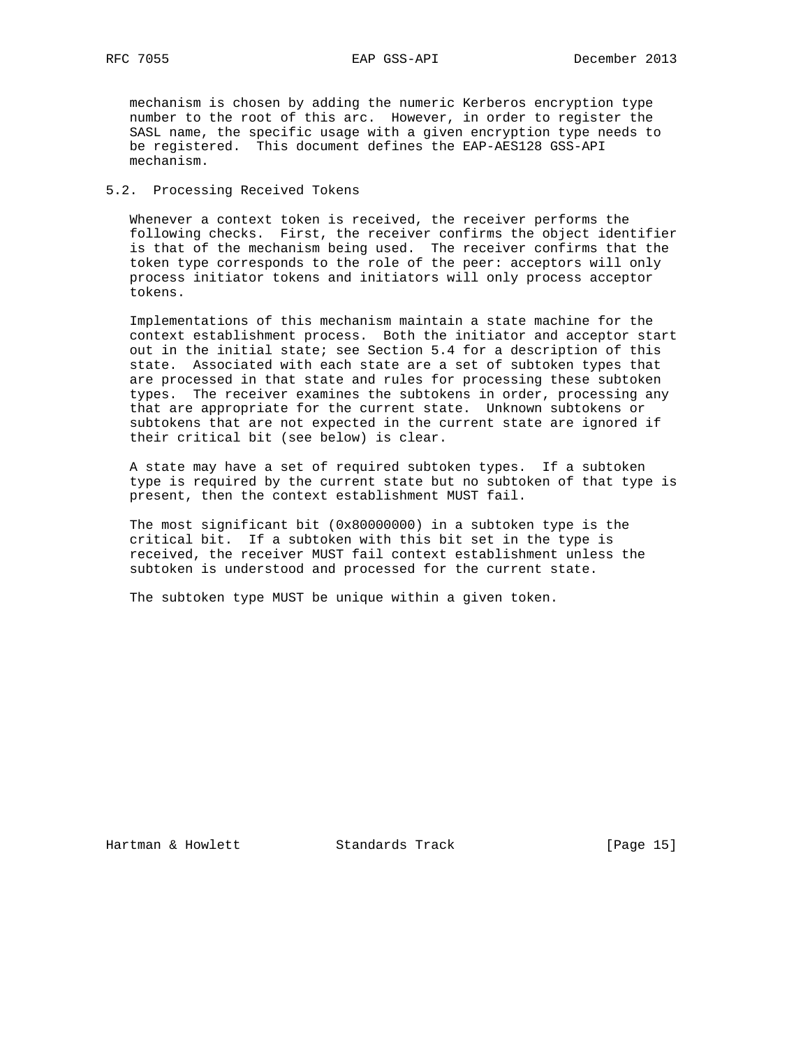mechanism is chosen by adding the numeric Kerberos encryption type number to the root of this arc. However, in order to register the SASL name, the specific usage with a given encryption type needs to be registered. This document defines the EAP-AES128 GSS-API mechanism.

### 5.2. Processing Received Tokens

Whenever a context token is received, the receiver performs the following checks. First, the receiver confirms the object identifier is that of the mechanism being used. The receiver confirms that the token type corresponds to the role of the peer: acceptors will only process initiator tokens and initiators will only process acceptor tokens.

Implementations of this mechanism maintain a state machine for the context establishment process. Both the initiator and acceptor start out in the initial state; see Section 5.4 for a description of this state. Associated with each state are a set of subtoken types that are processed in that state and rules for processing these subtoken types. The receiver examines the subtokens in order, processing any that are appropriate for the current state. Unknown subtokens or subtokens that are not expected in the current state are ignored if their critical bit (see below) is clear.

A state may have a set of required subtoken types. If a subtoken type is required by the current state but no subtoken of that type is present, then the context establishment MUST fail.

The most significant bit (0x80000000) in a subtoken type is the critical bit. If a subtoken with this bit set in the type is received, the receiver MUST fail context establishment unless the subtoken is understood and processed for the current state.

The subtoken type MUST be unique within a given token.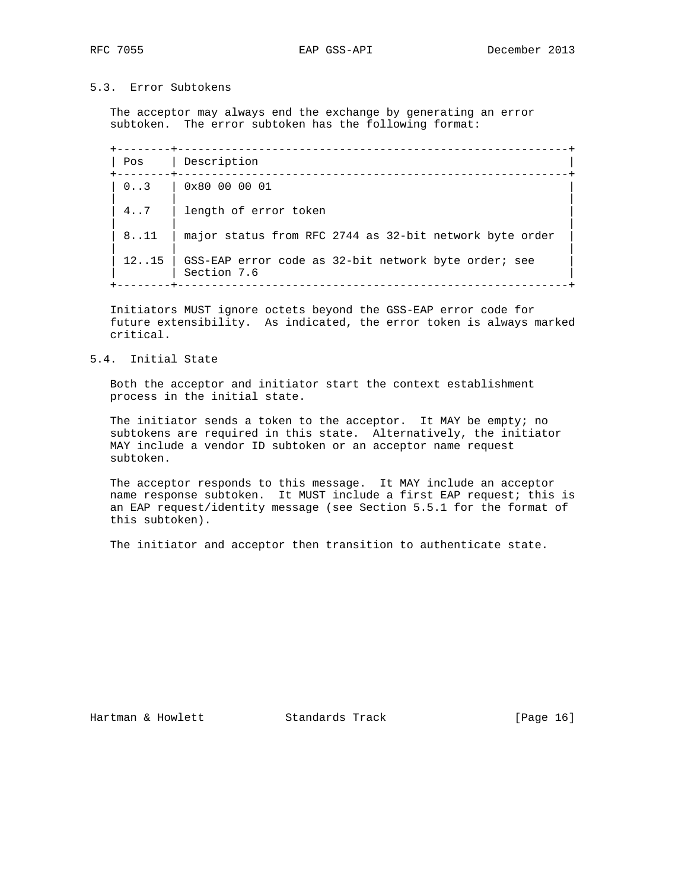## 5.3. Error Subtokens

The acceptor may always end the exchange by generating an error subtoken. The error subtoken has the following format:

| Pos | Description |
|---|---|
| 0..3 | 0x80 00 00 01 |
| 4..7 | length of error token |
| 8..11 | major status from RFC 2744 as 32-bit network byte order |
| 12..15 | GSS-EAP error code as 32-bit network byte order; see Section 7.6 |

Initiators MUST ignore octets beyond the GSS-EAP error code for future extensibility. As indicated, the error token is always marked critical.

## 5.4. Initial State

Both the acceptor and initiator start the context establishment process in the initial state.

The initiator sends a token to the acceptor. It MAY be empty; no subtokens are required in this state. Alternatively, the initiator MAY include a vendor ID subtoken or an acceptor name request subtoken.

The acceptor responds to this message. It MAY include an acceptor name response subtoken. It MUST include a first EAP request; this is an EAP request/identity message (see Section 5.5.1 for the format of this subtoken).

The initiator and acceptor then transition to authenticate state.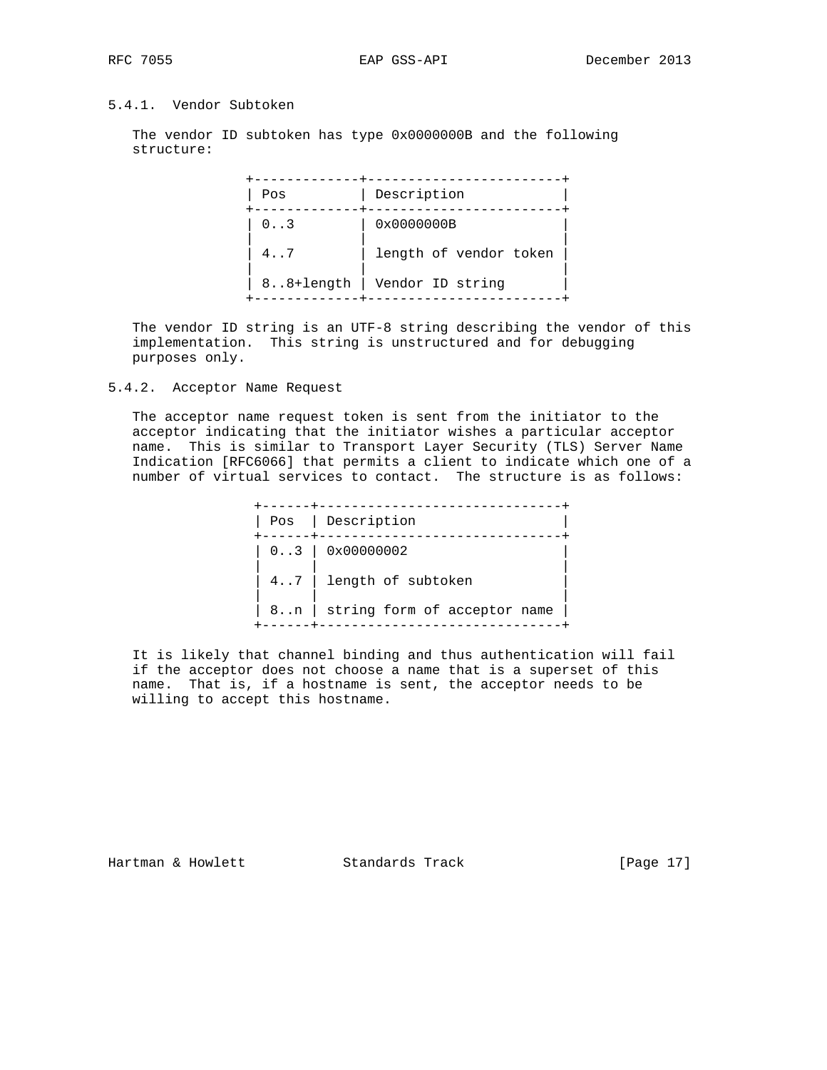### 5.4.1. Vendor Subtoken

The vendor ID subtoken has type 0x0000000B and the following structure:

| Pos | Description |
| --- | --- |
| 0..3 | 0x0000000B |
| 4..7 | length of vendor token |
| 8..8+length | Vendor ID string |

The vendor ID string is an UTF-8 string describing the vendor of this implementation. This string is unstructured and for debugging purposes only.

### 5.4.2. Acceptor Name Request

The acceptor name request token is sent from the initiator to the acceptor indicating that the initiator wishes a particular acceptor name. This is similar to Transport Layer Security (TLS) Server Name Indication [RFC6066] that permits a client to indicate which one of a number of virtual services to contact. The structure is as follows:

| Pos | Description |
| --- | --- |
| 0..3 | 0x00000002 |
| 4..7 | length of subtoken |
| 8..n | string form of acceptor name |

It is likely that channel binding and thus authentication will fail if the acceptor does not choose a name that is a superset of this name. That is, if a hostname is sent, the acceptor needs to be willing to accept this hostname.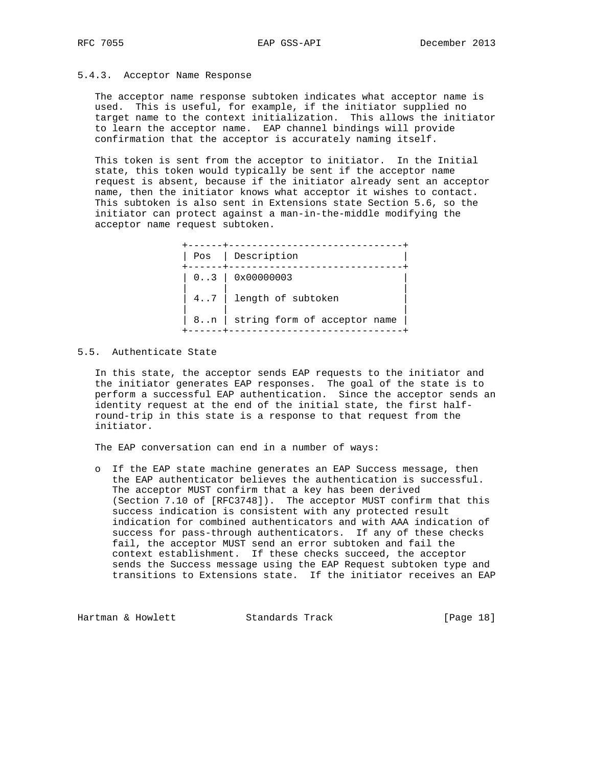### 5.4.3. Acceptor Name Response

The acceptor name response subtoken indicates what acceptor name is used. This is useful, for example, if the initiator supplied no target name to the context initialization. This allows the initiator to learn the acceptor name. EAP channel bindings will provide confirmation that the acceptor is accurately naming itself.

This token is sent from the acceptor to initiator. In the Initial state, this token would typically be sent if the acceptor name request is absent, because if the initiator already sent an acceptor name, then the initiator knows what acceptor it wishes to contact. This subtoken is also sent in Extensions state Section 5.6, so the initiator can protect against a man-in-the-middle modifying the acceptor name request subtoken.

| Pos | Description |
|---|---|
| 0..3 | 0x00000003 |
| 4..7 | length of subtoken |
| 8..n | string form of acceptor name |

## 5.5. Authenticate State

In this state, the acceptor sends EAP requests to the initiator and the initiator generates EAP responses. The goal of the state is to perform a successful EAP authentication. Since the acceptor sends an identity request at the end of the initial state, the first half-round-trip in this state is a response to that request from the initiator.

The EAP conversation can end in a number of ways:

- If the EAP state machine generates an EAP Success message, then the EAP authenticator believes the authentication is successful. The acceptor MUST confirm that a key has been derived (Section 7.10 of [RFC3748]). The acceptor MUST confirm that this success indication is consistent with any protected result indication for combined authenticators and with AAA indication of success for pass-through authenticators. If any of these checks fail, the acceptor MUST send an error subtoken and fail the context establishment. If these checks succeed, the acceptor sends the Success message using the EAP Request subtoken type and transitions to Extensions state. If the initiator receives an EAP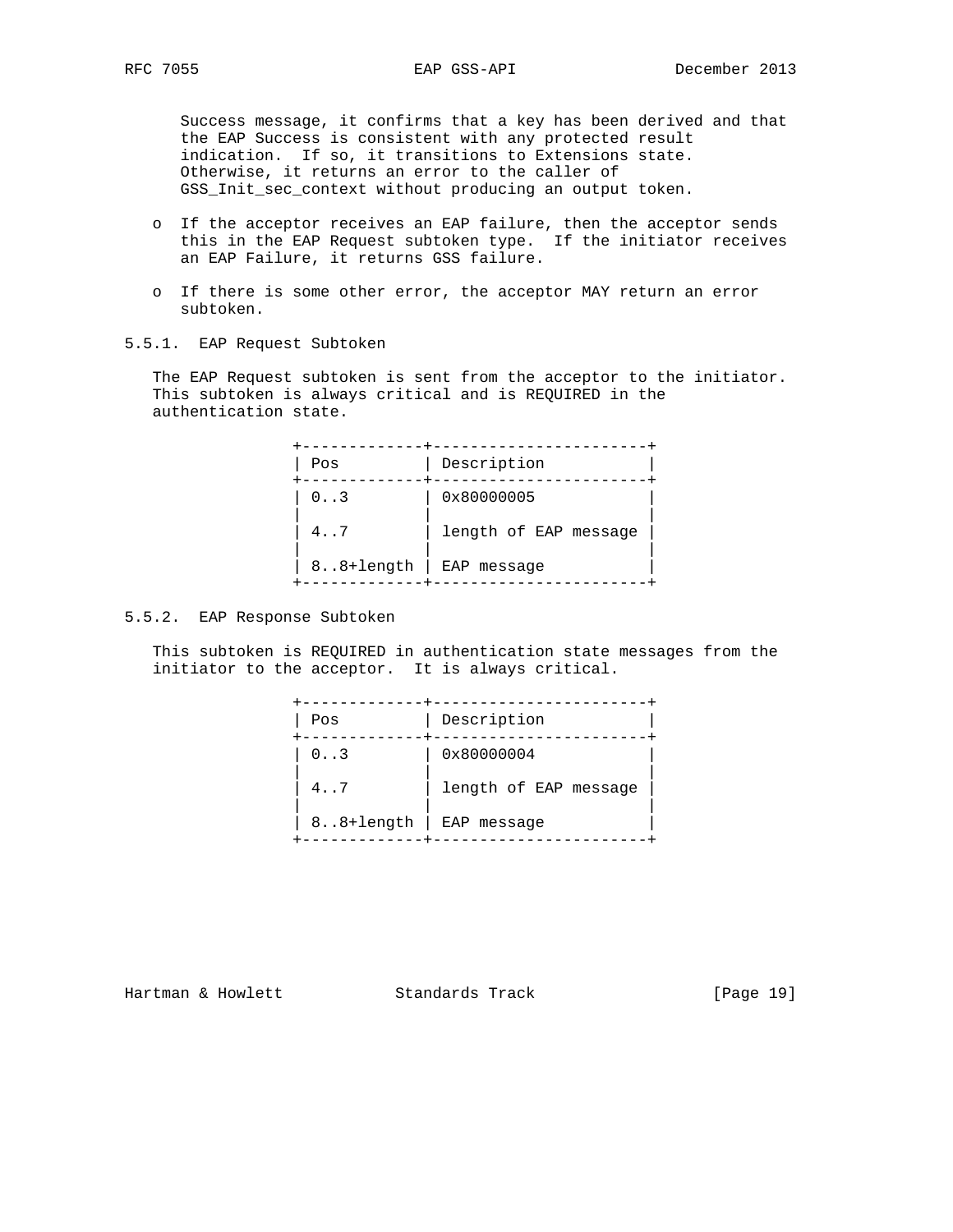Success message, it confirms that a key has been derived and that the EAP Success is consistent with any protected result indication. If so, it transitions to Extensions state. Otherwise, it returns an error to the caller of GSS_Init_sec_context without producing an output token.

- If the acceptor receives an EAP failure, then the acceptor sends this in the EAP Request subtoken type. If the initiator receives an EAP Failure, it returns GSS failure.

- If there is some other error, the acceptor MAY return an error subtoken.

### 5.5.1. EAP Request Subtoken

The EAP Request subtoken is sent from the acceptor to the initiator. This subtoken is always critical and is REQUIRED in the authentication state.

| Pos | Description |
|---|---|
| 0..3 | 0x80000005 |
| 4..7 | length of EAP message |
| 8..8+length | EAP message |

### 5.5.2. EAP Response Subtoken

This subtoken is REQUIRED in authentication state messages from the initiator to the acceptor. It is always critical.

| Pos | Description |
|---|---|
| 0..3 | 0x80000004 |
| 4..7 | length of EAP message |
| 8..8+length | EAP message |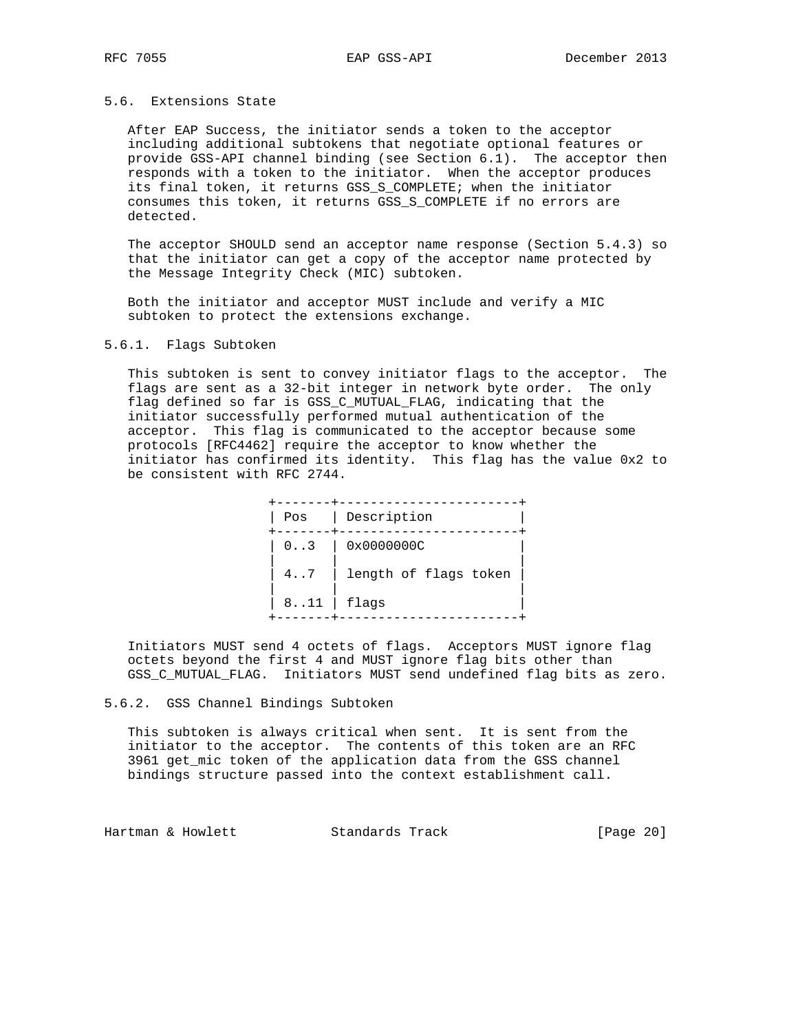### 5.6. Extensions State

After EAP Success, the initiator sends a token to the acceptor including additional subtokens that negotiate optional features or provide GSS-API channel binding (see Section 6.1). The acceptor then responds with a token to the initiator. When the acceptor produces its final token, it returns GSS_S_COMPLETE; when the initiator consumes this token, it returns GSS_S_COMPLETE if no errors are detected.

The acceptor SHOULD send an acceptor name response (Section 5.4.3) so that the initiator can get a copy of the acceptor name protected by the Message Integrity Check (MIC) subtoken.

Both the initiator and acceptor MUST include and verify a MIC subtoken to protect the extensions exchange.

#### 5.6.1. Flags Subtoken

This subtoken is sent to convey initiator flags to the acceptor. The flags are sent as a 32-bit integer in network byte order. The only flag defined so far is GSS_C_MUTUAL_FLAG, indicating that the initiator successfully performed mutual authentication of the acceptor. This flag is communicated to the acceptor because some protocols [RFC4462] require the acceptor to know whether the initiator has confirmed its identity. This flag has the value 0x2 to be consistent with RFC 2744.

| Pos | Description |
|---|---|
| 0..3 | 0x0000000C |
| 4..7 | length of flags token |
| 8..11 | flags |

Initiators MUST send 4 octets of flags. Acceptors MUST ignore flag octets beyond the first 4 and MUST ignore flag bits other than GSS_C_MUTUAL_FLAG. Initiators MUST send undefined flag bits as zero.

#### 5.6.2. GSS Channel Bindings Subtoken

This subtoken is always critical when sent. It is sent from the initiator to the acceptor. The contents of this token are an RFC 3961 get_mic token of the application data from the GSS channel bindings structure passed into the context establishment call.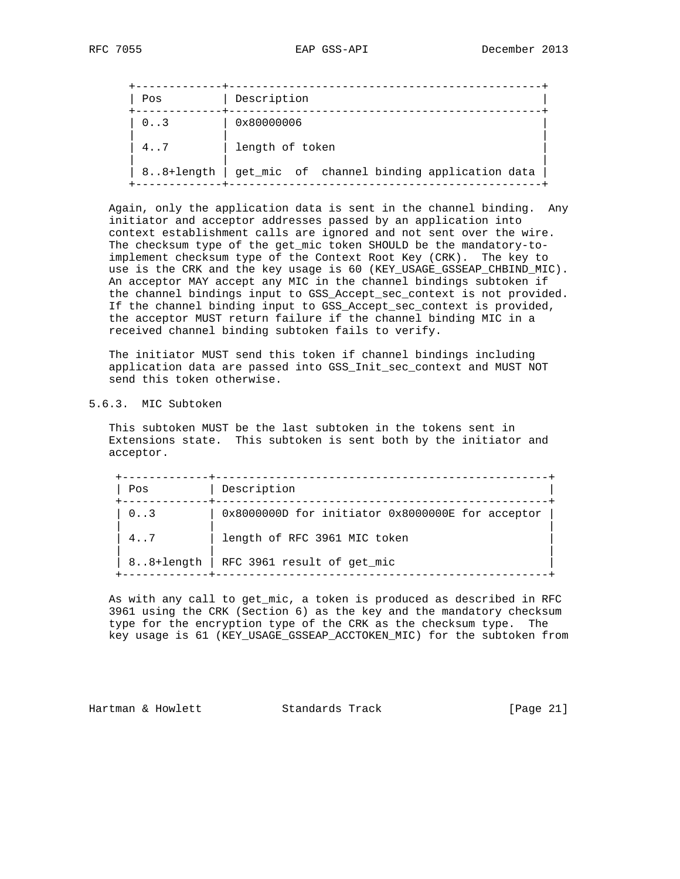| Pos | Description |
|---|---|
| 0..3 | 0x80000006 |
| 4..7 | length of token |
| 8..8+length | get_mic of channel binding application data |

Again, only the application data is sent in the channel binding. Any initiator and acceptor addresses passed by an application into context establishment calls are ignored and not sent over the wire. The checksum type of the get_mic token SHOULD be the mandatory-to-implement checksum type of the Context Root Key (CRK). The key to use is the CRK and the key usage is 60 (KEY_USAGE_GSSEAP_CHBIND_MIC). An acceptor MAY accept any MIC in the channel bindings subtoken if the channel bindings input to GSS_Accept_sec_context is not provided. If the channel binding input to GSS_Accept_sec_context is provided, the acceptor MUST return failure if the channel binding MIC in a received channel binding subtoken fails to verify.

The initiator MUST send this token if channel bindings including application data are passed into GSS_Init_sec_context and MUST NOT send this token otherwise.

### 5.6.3. MIC Subtoken

This subtoken MUST be the last subtoken in the tokens sent in Extensions state. This subtoken is sent both by the initiator and acceptor.

| Pos | Description |
|---|---|
| 0..3 | 0x8000000D for initiator 0x8000000E for acceptor |
| 4..7 | length of RFC 3961 MIC token |
| 8..8+length | RFC 3961 result of get_mic |

As with any call to get_mic, a token is produced as described in RFC 3961 using the CRK (Section 6) as the key and the mandatory checksum type for the encryption type of the CRK as the checksum type. The key usage is 61 (KEY_USAGE_GSSEAP_ACCTOKEN_MIC) for the subtoken from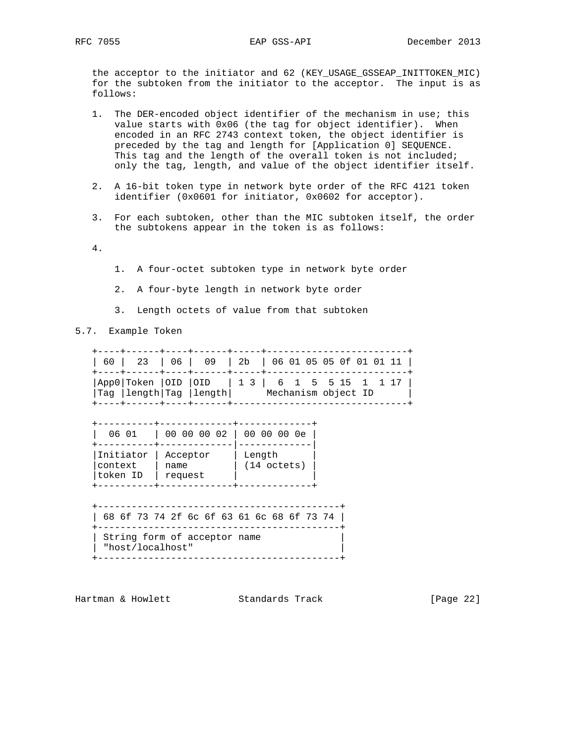the acceptor to the initiator and 62 (KEY_USAGE_GSSEAP_INITTOKEN_MIC) for the subtoken from the initiator to the acceptor. The input is as follows:

1. The DER-encoded object identifier of the mechanism in use; this value starts with 0x06 (the tag for object identifier). When encoded in an RFC 2743 context token, the object identifier is preceded by the tag and length for [Application 0] SEQUENCE. This tag and the length of the overall token is not included; only the tag, length, and value of the object identifier itself.

2. A 16-bit token type in network byte order of the RFC 4121 token identifier (0x0601 for initiator, 0x0602 for acceptor).

3. For each subtoken, other than the MIC subtoken itself, the order the subtokens appear in the token is as follows:

4. 

    1. A four-octet subtoken type in network byte order

    2. A four-byte length in network byte order

    3. Length octets of value from that subtoken

### 5.7. Example Token

```
+----+------+----+------+-----+-------------------------+
| 60 |  23  | 06 |  09  | 2b  | 06 01 05 05 0f 01 01 11 |
+----+------+----+------+-----+-------------------------+
|App0|Token |OID |OID   | 1 3 |  6  1  5  5 15  1  1 17 |
|Tag |length|Tag |length|      Mechanism object ID      |
+----+------+----+------+-------------------------------+

+----------+-------------+-------------+
|  06 01   | 00 00 00 02 | 00 00 00 0e |
+----------+-------------|-------------|
|Initiator | Acceptor    | Length      |
|context   | name        | (14 octets) |
|token ID  | request     |             |
+----------+-------------+-------------+

+-------------------------------------------+
| 68 6f 73 74 2f 6c 6f 63 61 6c 68 6f 73 74 |
+-------------------------------------------+
| String form of acceptor name              |
| "host/localhost"                          |
+-------------------------------------------+
```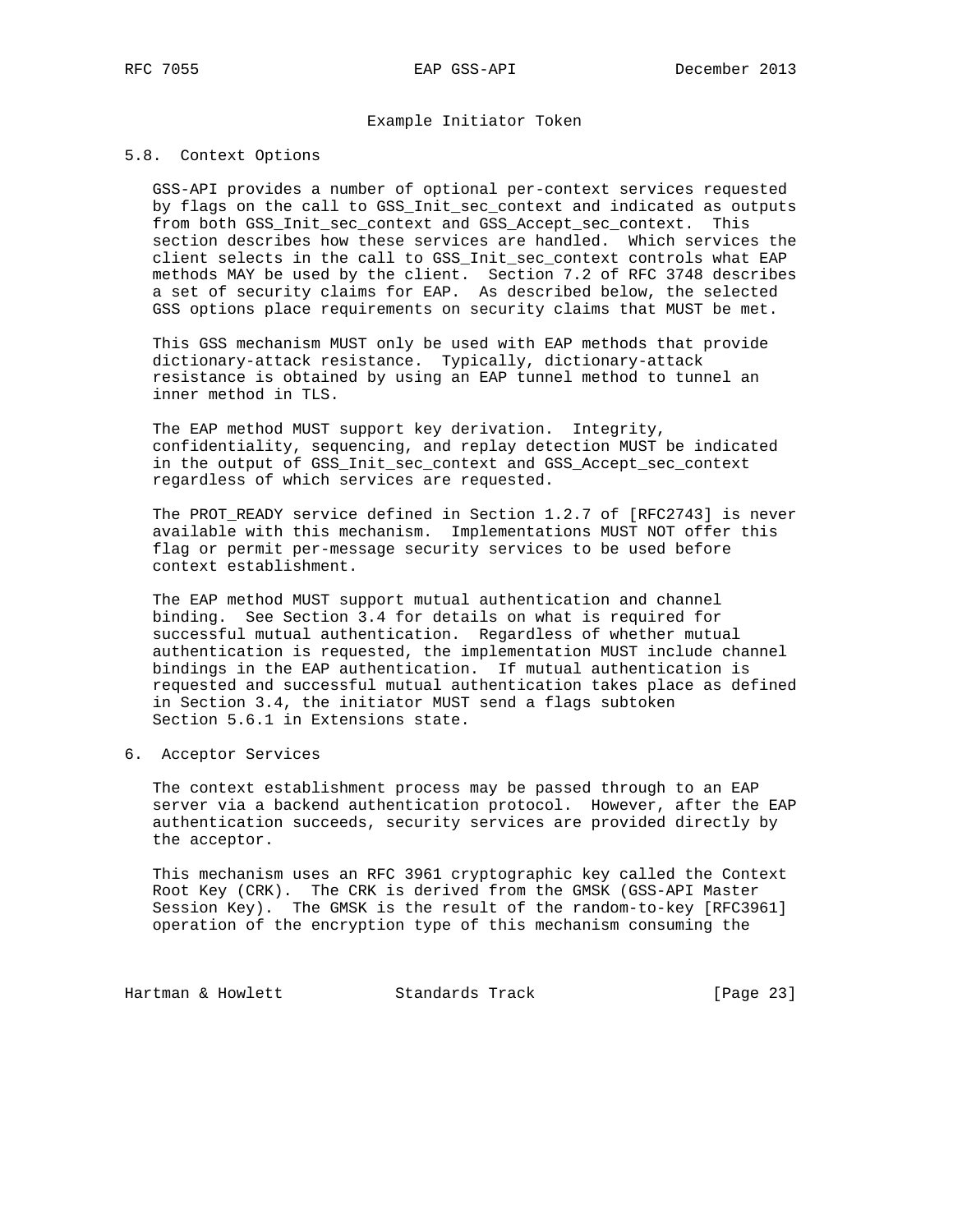Example Initiator Token

### 5.8. Context Options

GSS-API provides a number of optional per-context services requested by flags on the call to GSS_Init_sec_context and indicated as outputs from both GSS_Init_sec_context and GSS_Accept_sec_context. This section describes how these services are handled. Which services the client selects in the call to GSS_Init_sec_context controls what EAP methods MAY be used by the client. Section 7.2 of RFC 3748 describes a set of security claims for EAP. As described below, the selected GSS options place requirements on security claims that MUST be met.

This GSS mechanism MUST only be used with EAP methods that provide dictionary-attack resistance. Typically, dictionary-attack resistance is obtained by using an EAP tunnel method to tunnel an inner method in TLS.

The EAP method MUST support key derivation. Integrity, confidentiality, sequencing, and replay detection MUST be indicated in the output of GSS_Init_sec_context and GSS_Accept_sec_context regardless of which services are requested.

The PROT_READY service defined in Section 1.2.7 of [RFC2743] is never available with this mechanism. Implementations MUST NOT offer this flag or permit per-message security services to be used before context establishment.

The EAP method MUST support mutual authentication and channel binding. See Section 3.4 for details on what is required for successful mutual authentication. Regardless of whether mutual authentication is requested, the implementation MUST include channel bindings in the EAP authentication. If mutual authentication is requested and successful mutual authentication takes place as defined in Section 3.4, the initiator MUST send a flags subtoken Section 5.6.1 in Extensions state.

## 6. Acceptor Services

The context establishment process may be passed through to an EAP server via a backend authentication protocol. However, after the EAP authentication succeeds, security services are provided directly by the acceptor.

This mechanism uses an RFC 3961 cryptographic key called the Context Root Key (CRK). The CRK is derived from the GMSK (GSS-API Master Session Key). The GMSK is the result of the random-to-key [RFC3961] operation of the encryption type of this mechanism consuming the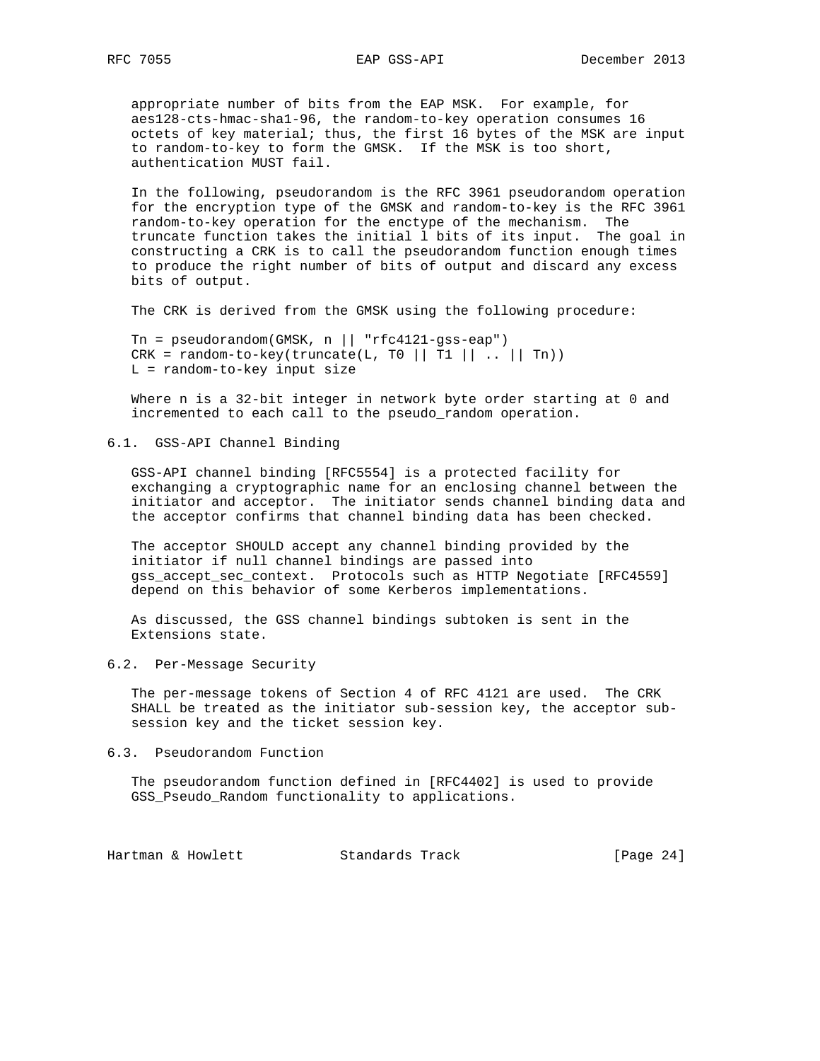appropriate number of bits from the EAP MSK. For example, for aes128-cts-hmac-sha1-96, the random-to-key operation consumes 16 octets of key material; thus, the first 16 bytes of the MSK are input to random-to-key to form the GMSK. If the MSK is too short, authentication MUST fail.

In the following, pseudorandom is the RFC 3961 pseudorandom operation for the encryption type of the GMSK and random-to-key is the RFC 3961 random-to-key operation for the enctype of the mechanism. The truncate function takes the initial l bits of its input. The goal in constructing a CRK is to call the pseudorandom function enough times to produce the right number of bits of output and discard any excess bits of output.

The CRK is derived from the GMSK using the following procedure:

```
Tn = pseudorandom(GMSK, n || "rfc4121-gss-eap")
CRK = random-to-key(truncate(L, T0 || T1 || .. || Tn))
L = random-to-key input size
```

Where n is a 32-bit integer in network byte order starting at 0 and incremented to each call to the pseudo_random operation.

## 6.1. GSS-API Channel Binding

GSS-API channel binding [RFC5554] is a protected facility for exchanging a cryptographic name for an enclosing channel between the initiator and acceptor. The initiator sends channel binding data and the acceptor confirms that channel binding data has been checked.

The acceptor SHOULD accept any channel binding provided by the initiator if null channel bindings are passed into gss_accept_sec_context. Protocols such as HTTP Negotiate [RFC4559] depend on this behavior of some Kerberos implementations.

As discussed, the GSS channel bindings subtoken is sent in the Extensions state.

## 6.2. Per-Message Security

The per-message tokens of Section 4 of RFC 4121 are used. The CRK SHALL be treated as the initiator sub-session key, the acceptor sub-session key and the ticket session key.

## 6.3. Pseudorandom Function

The pseudorandom function defined in [RFC4402] is used to provide GSS_Pseudo_Random functionality to applications.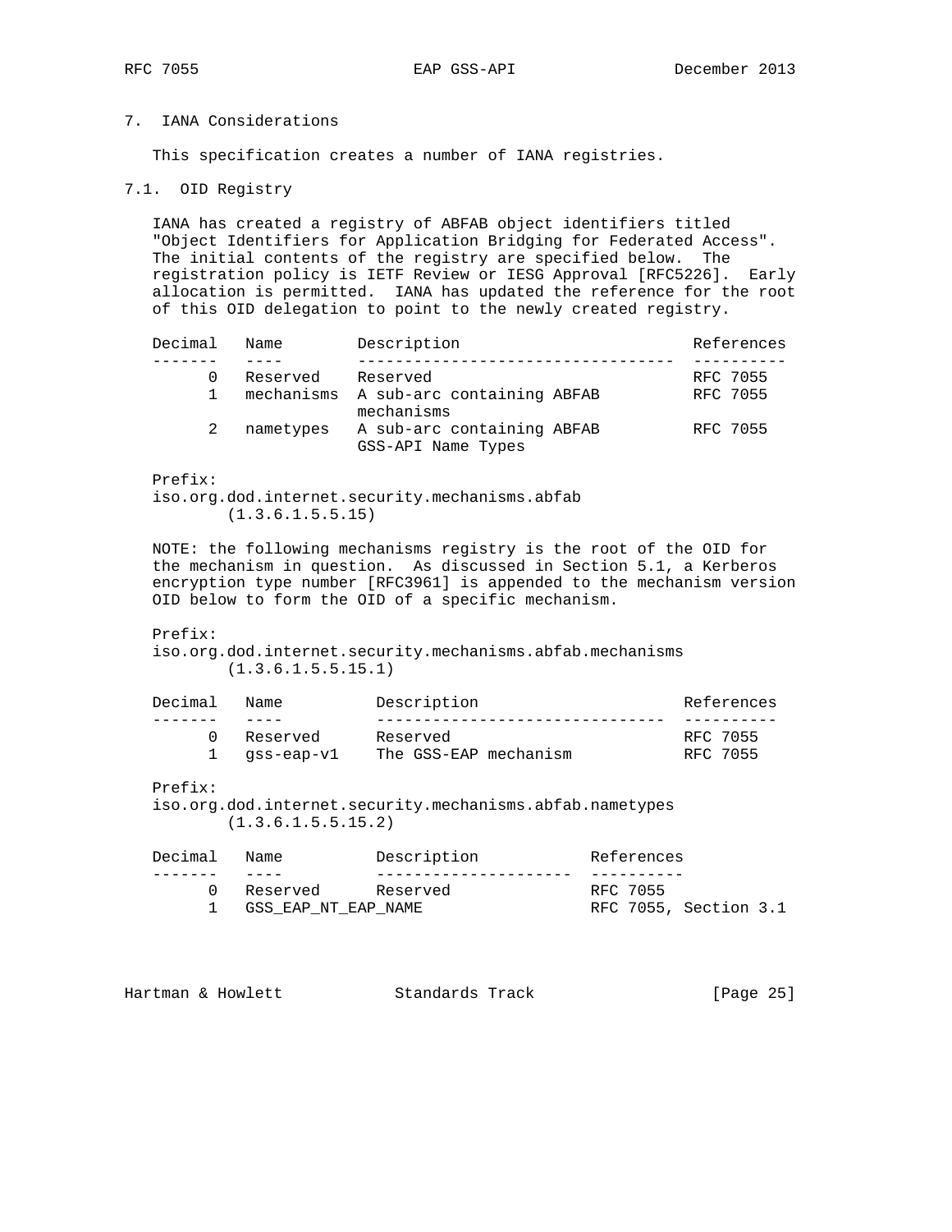## 7. IANA Considerations

This specification creates a number of IANA registries.

### 7.1. OID Registry

IANA has created a registry of ABFAB object identifiers titled "Object Identifiers for Application Bridging for Federated Access". The initial contents of the registry are specified below. The registration policy is IETF Review or IESG Approval [RFC5226]. Early allocation is permitted. IANA has updated the reference for the root of this OID delegation to point to the newly created registry.

| Decimal | Name | Description | References |
| --- | --- | --- | --- |
| 0 | Reserved | Reserved | RFC 7055 |
| 1 | mechanisms | A sub-arc containing ABFAB mechanisms | RFC 7055 |
| 2 | nametypes | A sub-arc containing ABFAB GSS-API Name Types | RFC 7055 |

Prefix:
iso.org.dod.internet.security.mechanisms.abfab
(1.3.6.1.5.5.15)

NOTE: the following mechanisms registry is the root of the OID for the mechanism in question. As discussed in Section 5.1, a Kerberos encryption type number [RFC3961] is appended to the mechanism version OID below to form the OID of a specific mechanism.

Prefix:
iso.org.dod.internet.security.mechanisms.abfab.mechanisms
(1.3.6.1.5.5.15.1)

| Decimal | Name | Description | References |
| --- | --- | --- | --- |
| 0 | Reserved | Reserved | RFC 7055 |
| 1 | gss-eap-v1 | The GSS-EAP mechanism | RFC 7055 |

Prefix:
iso.org.dod.internet.security.mechanisms.abfab.nametypes
(1.3.6.1.5.5.15.2)

| Decimal | Name | Description | References |
| --- | --- | --- | --- |
| 0 | Reserved | Reserved | RFC 7055 |
| 1 | GSS_EAP_NT_EAP_NAME | | RFC 7055, Section 3.1 |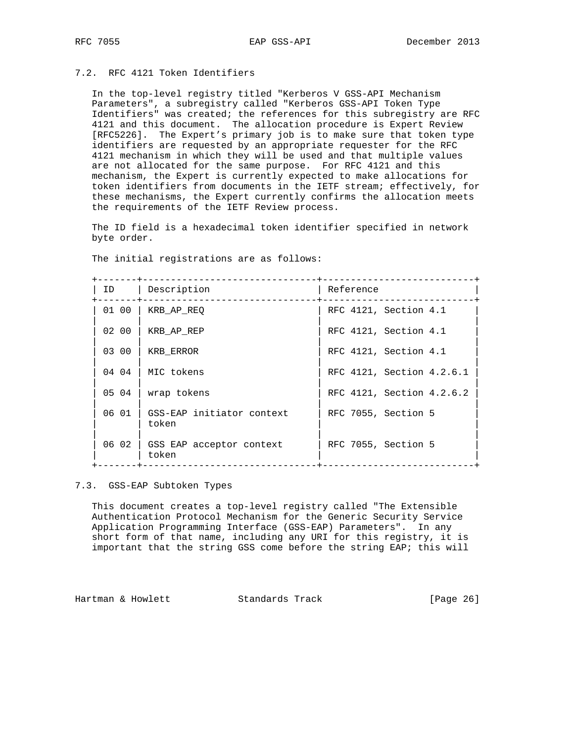### 7.2. RFC 4121 Token Identifiers

In the top-level registry titled "Kerberos V GSS-API Mechanism Parameters", a subregistry called "Kerberos GSS-API Token Type Identifiers" was created; the references for this subregistry are RFC 4121 and this document. The allocation procedure is Expert Review [RFC5226]. The Expert's primary job is to make sure that token type identifiers are requested by an appropriate requester for the RFC 4121 mechanism in which they will be used and that multiple values are not allocated for the same purpose. For RFC 4121 and this mechanism, the Expert is currently expected to make allocations for token identifiers from documents in the IETF stream; effectively, for these mechanisms, the Expert currently confirms the allocation meets the requirements of the IETF Review process.

The ID field is a hexadecimal token identifier specified in network byte order.

The initial registrations are as follows:

| ID | Description | Reference |
|---|---|---|
| 01 00 | KRB_AP_REQ | RFC 4121, Section 4.1 |
| 02 00 | KRB_AP_REP | RFC 4121, Section 4.1 |
| 03 00 | KRB_ERROR | RFC 4121, Section 4.1 |
| 04 04 | MIC tokens | RFC 4121, Section 4.2.6.1 |
| 05 04 | wrap tokens | RFC 4121, Section 4.2.6.2 |
| 06 01 | GSS-EAP initiator context token | RFC 7055, Section 5 |
| 06 02 | GSS EAP acceptor context token | RFC 7055, Section 5 |

### 7.3. GSS-EAP Subtoken Types

This document creates a top-level registry called "The Extensible Authentication Protocol Mechanism for the Generic Security Service Application Programming Interface (GSS-EAP) Parameters". In any short form of that name, including any URI for this registry, it is important that the string GSS come before the string EAP; this will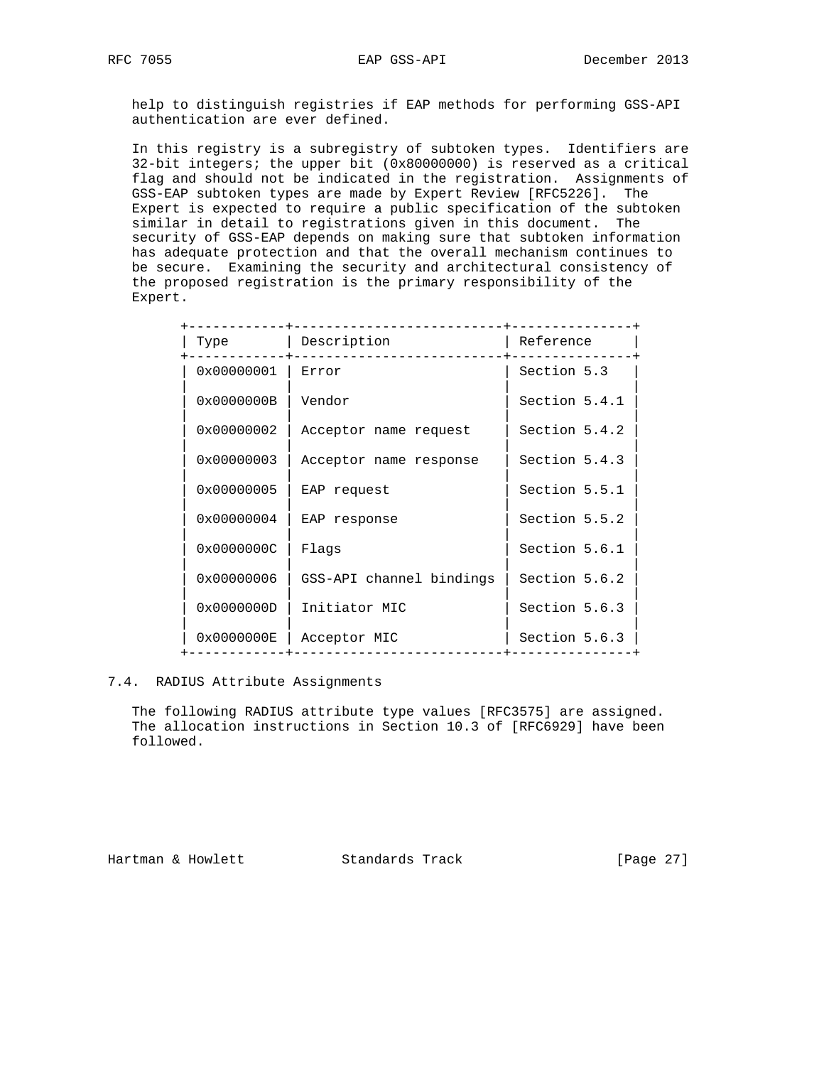help to distinguish registries if EAP methods for performing GSS-API authentication are ever defined.

In this registry is a subregistry of subtoken types. Identifiers are 32-bit integers; the upper bit (0x80000000) is reserved as a critical flag and should not be indicated in the registration. Assignments of GSS-EAP subtoken types are made by Expert Review [RFC5226]. The Expert is expected to require a public specification of the subtoken similar in detail to registrations given in this document. The security of GSS-EAP depends on making sure that subtoken information has adequate protection and that the overall mechanism continues to be secure. Examining the security and architectural consistency of the proposed registration is the primary responsibility of the Expert.

| Type | Description | Reference |
|---|---|---|
| 0x00000001 | Error | Section 5.3 |
| 0x0000000B | Vendor | Section 5.4.1 |
| 0x00000002 | Acceptor name request | Section 5.4.2 |
| 0x00000003 | Acceptor name response | Section 5.4.3 |
| 0x00000005 | EAP request | Section 5.5.1 |
| 0x00000004 | EAP response | Section 5.5.2 |
| 0x0000000C | Flags | Section 5.6.1 |
| 0x00000006 | GSS-API channel bindings | Section 5.6.2 |
| 0x0000000D | Initiator MIC | Section 5.6.3 |
| 0x0000000E | Acceptor MIC | Section 5.6.3 |

### 7.4. RADIUS Attribute Assignments

The following RADIUS attribute type values [RFC3575] are assigned. The allocation instructions in Section 10.3 of [RFC6929] have been followed.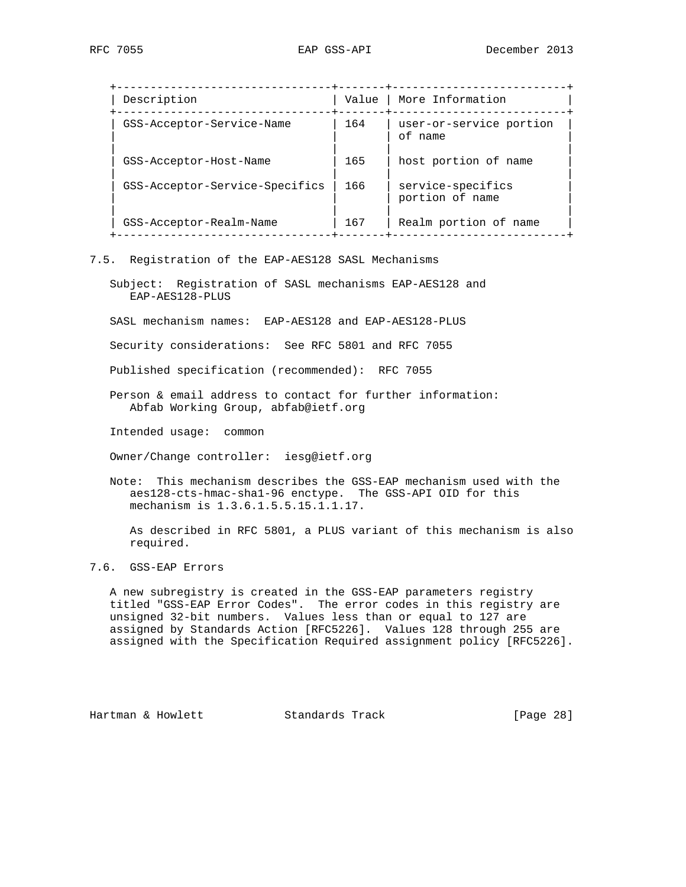| Description | Value | More Information |
|---|---|---|
| GSS-Acceptor-Service-Name | 164 | user-or-service portion of name |
| GSS-Acceptor-Host-Name | 165 | host portion of name |
| GSS-Acceptor-Service-Specifics | 166 | service-specifics portion of name |
| GSS-Acceptor-Realm-Name | 167 | Realm portion of name |

## 7.5. Registration of the EAP-AES128 SASL Mechanisms

Subject: Registration of SASL mechanisms EAP-AES128 and EAP-AES128-PLUS

SASL mechanism names: EAP-AES128 and EAP-AES128-PLUS

Security considerations: See RFC 5801 and RFC 7055

Published specification (recommended): RFC 7055

Person & email address to contact for further information: Abfab Working Group, abfab@ietf.org

Intended usage: common

Owner/Change controller: iesg@ietf.org

Note: This mechanism describes the GSS-EAP mechanism used with the aes128-cts-hmac-sha1-96 enctype. The GSS-API OID for this mechanism is 1.3.6.1.5.5.15.1.1.17.

As described in RFC 5801, a PLUS variant of this mechanism is also required.

## 7.6. GSS-EAP Errors

A new subregistry is created in the GSS-EAP parameters registry titled "GSS-EAP Error Codes". The error codes in this registry are unsigned 32-bit numbers. Values less than or equal to 127 are assigned by Standards Action [RFC5226]. Values 128 through 255 are assigned with the Specification Required assignment policy [RFC5226].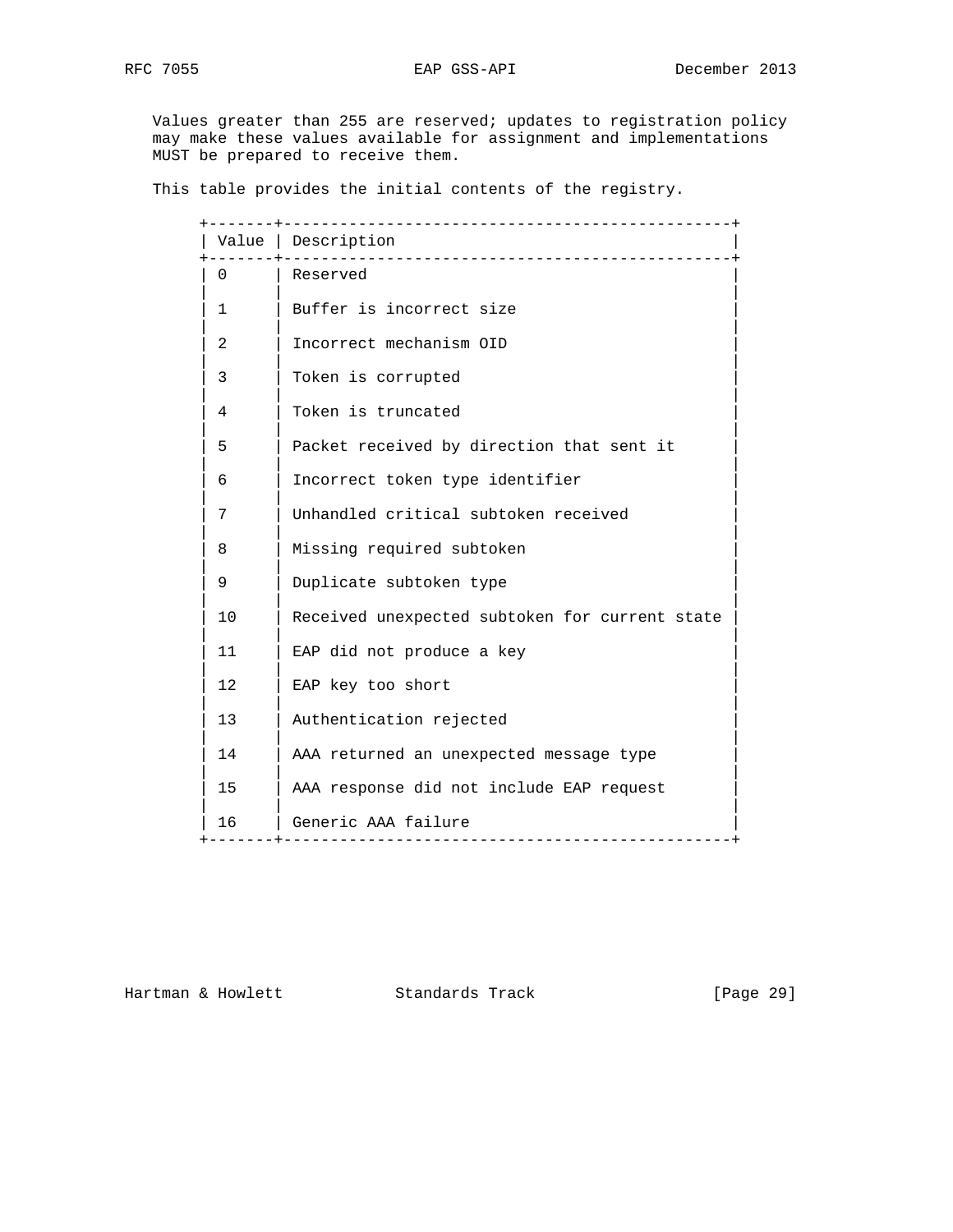Values greater than 255 are reserved; updates to registration policy may make these values available for assignment and implementations MUST be prepared to receive them.

This table provides the initial contents of the registry.

| Value | Description |
| --- | --- |
| 0 | Reserved |
| 1 | Buffer is incorrect size |
| 2 | Incorrect mechanism OID |
| 3 | Token is corrupted |
| 4 | Token is truncated |
| 5 | Packet received by direction that sent it |
| 6 | Incorrect token type identifier |
| 7 | Unhandled critical subtoken received |
| 8 | Missing required subtoken |
| 9 | Duplicate subtoken type |
| 10 | Received unexpected subtoken for current state |
| 11 | EAP did not produce a key |
| 12 | EAP key too short |
| 13 | Authentication rejected |
| 14 | AAA returned an unexpected message type |
| 15 | AAA response did not include EAP request |
| 16 | Generic AAA failure |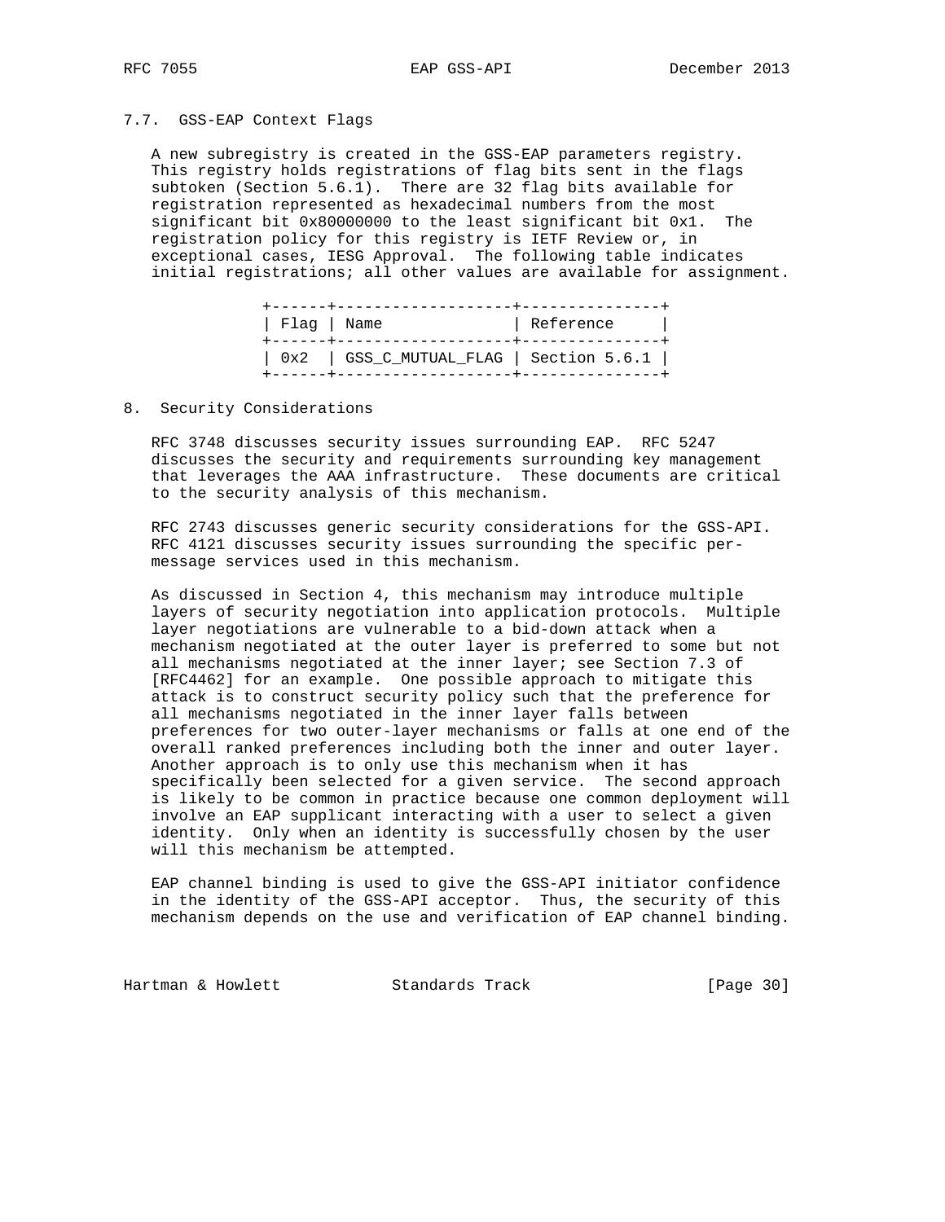### 7.7. GSS-EAP Context Flags

A new subregistry is created in the GSS-EAP parameters registry. This registry holds registrations of flag bits sent in the flags subtoken (Section 5.6.1). There are 32 flag bits available for registration represented as hexadecimal numbers from the most significant bit 0x80000000 to the least significant bit 0x1. The registration policy for this registry is IETF Review or, in exceptional cases, IESG Approval. The following table indicates initial registrations; all other values are available for assignment.

| Flag | Name | Reference |
|---|---|---|
| 0x2 | GSS_C_MUTUAL_FLAG | Section 5.6.1 |

## 8. Security Considerations

RFC 3748 discusses security issues surrounding EAP. RFC 5247 discusses the security and requirements surrounding key management that leverages the AAA infrastructure. These documents are critical to the security analysis of this mechanism.

RFC 2743 discusses generic security considerations for the GSS-API. RFC 4121 discusses security issues surrounding the specific per-message services used in this mechanism.

As discussed in Section 4, this mechanism may introduce multiple layers of security negotiation into application protocols. Multiple layer negotiations are vulnerable to a bid-down attack when a mechanism negotiated at the outer layer is preferred to some but not all mechanisms negotiated at the inner layer; see Section 7.3 of [RFC4462] for an example. One possible approach to mitigate this attack is to construct security policy such that the preference for all mechanisms negotiated in the inner layer falls between preferences for two outer-layer mechanisms or falls at one end of the overall ranked preferences including both the inner and outer layer. Another approach is to only use this mechanism when it has specifically been selected for a given service. The second approach is likely to be common in practice because one common deployment will involve an EAP supplicant interacting with a user to select a given identity. Only when an identity is successfully chosen by the user will this mechanism be attempted.

EAP channel binding is used to give the GSS-API initiator confidence in the identity of the GSS-API acceptor. Thus, the security of this mechanism depends on the use and verification of EAP channel binding.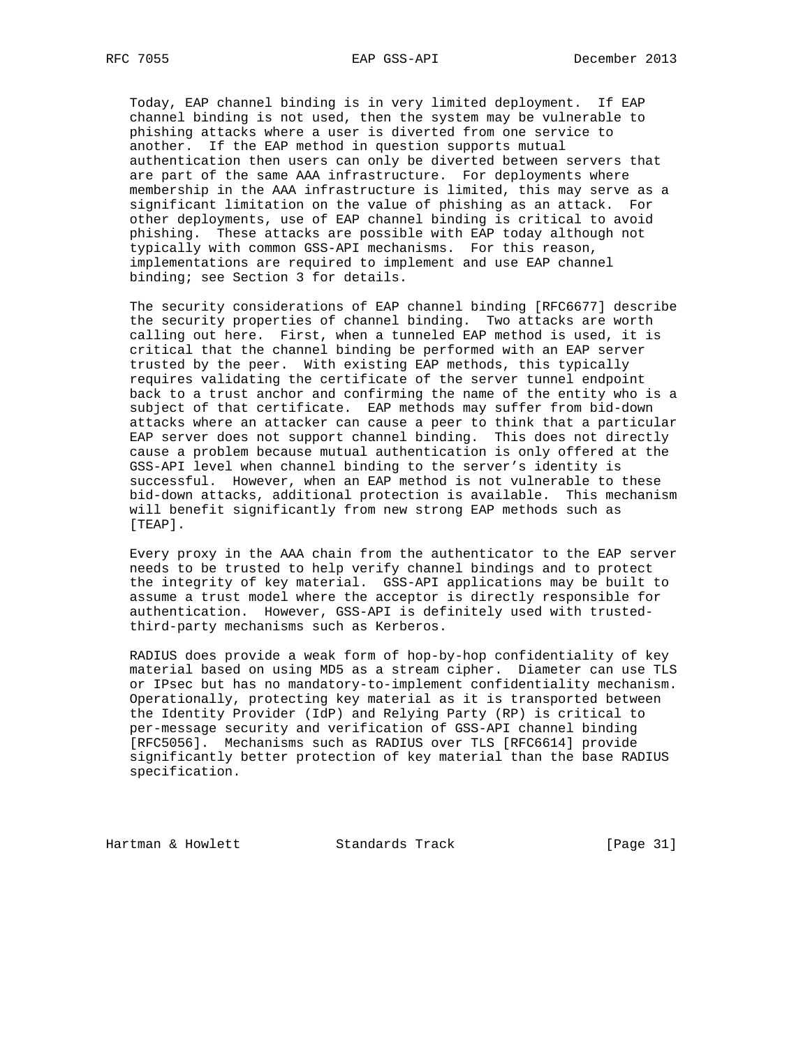Today, EAP channel binding is in very limited deployment. If EAP channel binding is not used, then the system may be vulnerable to phishing attacks where a user is diverted from one service to another. If the EAP method in question supports mutual authentication then users can only be diverted between servers that are part of the same AAA infrastructure. For deployments where membership in the AAA infrastructure is limited, this may serve as a significant limitation on the value of phishing as an attack. For other deployments, use of EAP channel binding is critical to avoid phishing. These attacks are possible with EAP today although not typically with common GSS-API mechanisms. For this reason, implementations are required to implement and use EAP channel binding; see Section 3 for details.

The security considerations of EAP channel binding [RFC6677] describe the security properties of channel binding. Two attacks are worth calling out here. First, when a tunneled EAP method is used, it is critical that the channel binding be performed with an EAP server trusted by the peer. With existing EAP methods, this typically requires validating the certificate of the server tunnel endpoint back to a trust anchor and confirming the name of the entity who is a subject of that certificate. EAP methods may suffer from bid-down attacks where an attacker can cause a peer to think that a particular EAP server does not support channel binding. This does not directly cause a problem because mutual authentication is only offered at the GSS-API level when channel binding to the server's identity is successful. However, when an EAP method is not vulnerable to these bid-down attacks, additional protection is available. This mechanism will benefit significantly from new strong EAP methods such as [TEAP].

Every proxy in the AAA chain from the authenticator to the EAP server needs to be trusted to help verify channel bindings and to protect the integrity of key material. GSS-API applications may be built to assume a trust model where the acceptor is directly responsible for authentication. However, GSS-API is definitely used with trusted-third-party mechanisms such as Kerberos.

RADIUS does provide a weak form of hop-by-hop confidentiality of key material based on using MD5 as a stream cipher. Diameter can use TLS or IPsec but has no mandatory-to-implement confidentiality mechanism. Operationally, protecting key material as it is transported between the Identity Provider (IdP) and Relying Party (RP) is critical to per-message security and verification of GSS-API channel binding [RFC5056]. Mechanisms such as RADIUS over TLS [RFC6614] provide significantly better protection of key material than the base RADIUS specification.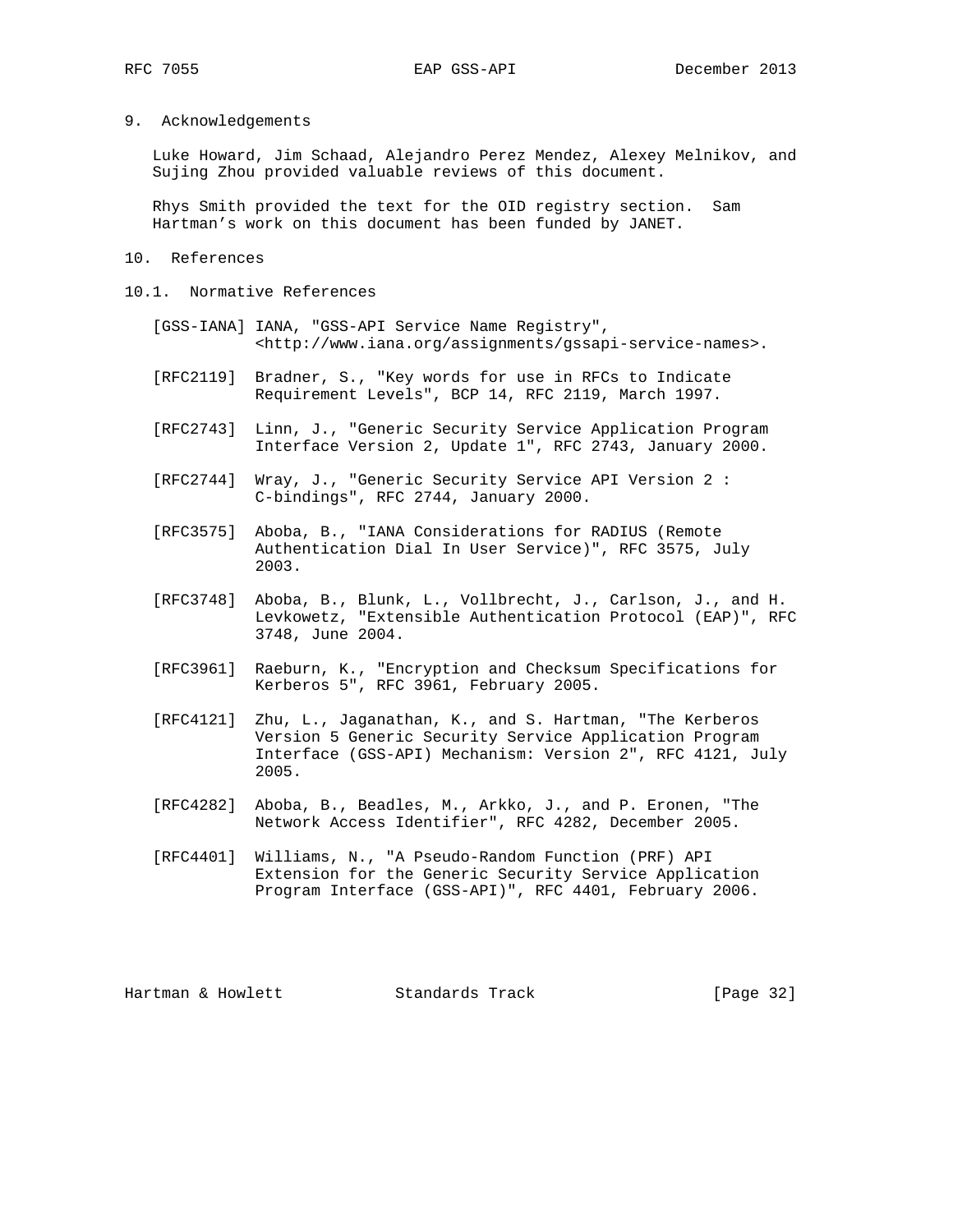## 9. Acknowledgements

Luke Howard, Jim Schaad, Alejandro Perez Mendez, Alexey Melnikov, and Sujing Zhou provided valuable reviews of this document.

Rhys Smith provided the text for the OID registry section. Sam Hartman's work on this document has been funded by JANET.

## 10. References

### 10.1. Normative References

[GSS-IANA] IANA, "GSS-API Service Name Registry", <http://www.iana.org/assignments/gssapi-service-names>.

[RFC2119] Bradner, S., "Key words for use in RFCs to Indicate Requirement Levels", BCP 14, RFC 2119, March 1997.

[RFC2743] Linn, J., "Generic Security Service Application Program Interface Version 2, Update 1", RFC 2743, January 2000.

[RFC2744] Wray, J., "Generic Security Service API Version 2 : C-bindings", RFC 2744, January 2000.

[RFC3575] Aboba, B., "IANA Considerations for RADIUS (Remote Authentication Dial In User Service)", RFC 3575, July 2003.

[RFC3748] Aboba, B., Blunk, L., Vollbrecht, J., Carlson, J., and H. Levkowetz, "Extensible Authentication Protocol (EAP)", RFC 3748, June 2004.

[RFC3961] Raeburn, K., "Encryption and Checksum Specifications for Kerberos 5", RFC 3961, February 2005.

[RFC4121] Zhu, L., Jaganathan, K., and S. Hartman, "The Kerberos Version 5 Generic Security Service Application Program Interface (GSS-API) Mechanism: Version 2", RFC 4121, July 2005.

[RFC4282] Aboba, B., Beadles, M., Arkko, J., and P. Eronen, "The Network Access Identifier", RFC 4282, December 2005.

[RFC4401] Williams, N., "A Pseudo-Random Function (PRF) API Extension for the Generic Security Service Application Program Interface (GSS-API)", RFC 4401, February 2006.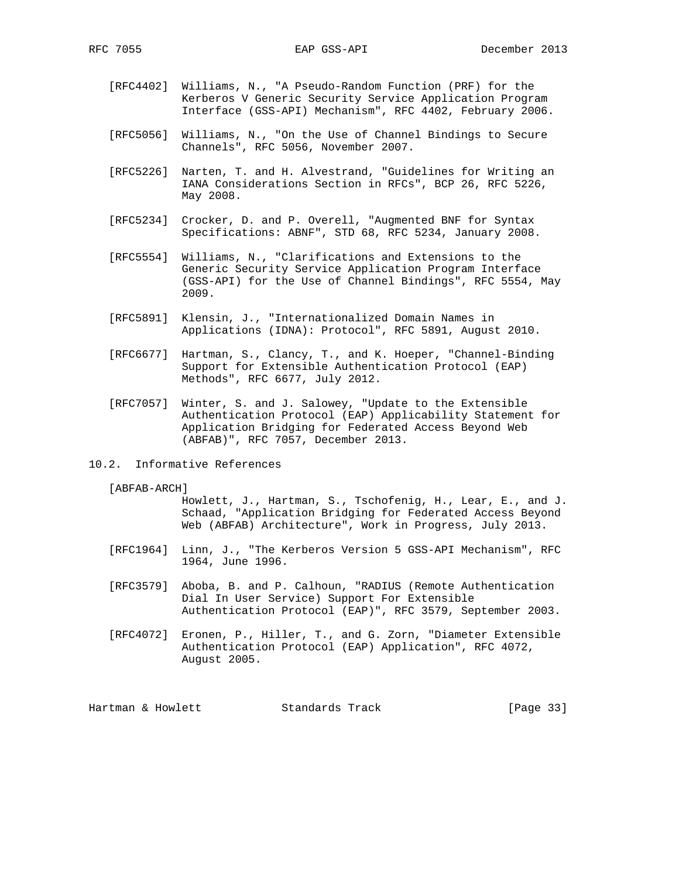[RFC4402] Williams, N., "A Pseudo-Random Function (PRF) for the Kerberos V Generic Security Service Application Program Interface (GSS-API) Mechanism", RFC 4402, February 2006.

[RFC5056] Williams, N., "On the Use of Channel Bindings to Secure Channels", RFC 5056, November 2007.

[RFC5226] Narten, T. and H. Alvestrand, "Guidelines for Writing an IANA Considerations Section in RFCs", BCP 26, RFC 5226, May 2008.

[RFC5234] Crocker, D. and P. Overell, "Augmented BNF for Syntax Specifications: ABNF", STD 68, RFC 5234, January 2008.

[RFC5554] Williams, N., "Clarifications and Extensions to the Generic Security Service Application Program Interface (GSS-API) for the Use of Channel Bindings", RFC 5554, May 2009.

[RFC5891] Klensin, J., "Internationalized Domain Names in Applications (IDNA): Protocol", RFC 5891, August 2010.

[RFC6677] Hartman, S., Clancy, T., and K. Hoeper, "Channel-Binding Support for Extensible Authentication Protocol (EAP) Methods", RFC 6677, July 2012.

[RFC7057] Winter, S. and J. Salowey, "Update to the Extensible Authentication Protocol (EAP) Applicability Statement for Application Bridging for Federated Access Beyond Web (ABFAB)", RFC 7057, December 2013.

## 10.2. Informative References

[ABFAB-ARCH] Howlett, J., Hartman, S., Tschofenig, H., Lear, E., and J. Schaad, "Application Bridging for Federated Access Beyond Web (ABFAB) Architecture", Work in Progress, July 2013.

[RFC1964] Linn, J., "The Kerberos Version 5 GSS-API Mechanism", RFC 1964, June 1996.

[RFC3579] Aboba, B. and P. Calhoun, "RADIUS (Remote Authentication Dial In User Service) Support For Extensible Authentication Protocol (EAP)", RFC 3579, September 2003.

[RFC4072] Eronen, P., Hiller, T., and G. Zorn, "Diameter Extensible Authentication Protocol (EAP) Application", RFC 4072, August 2005.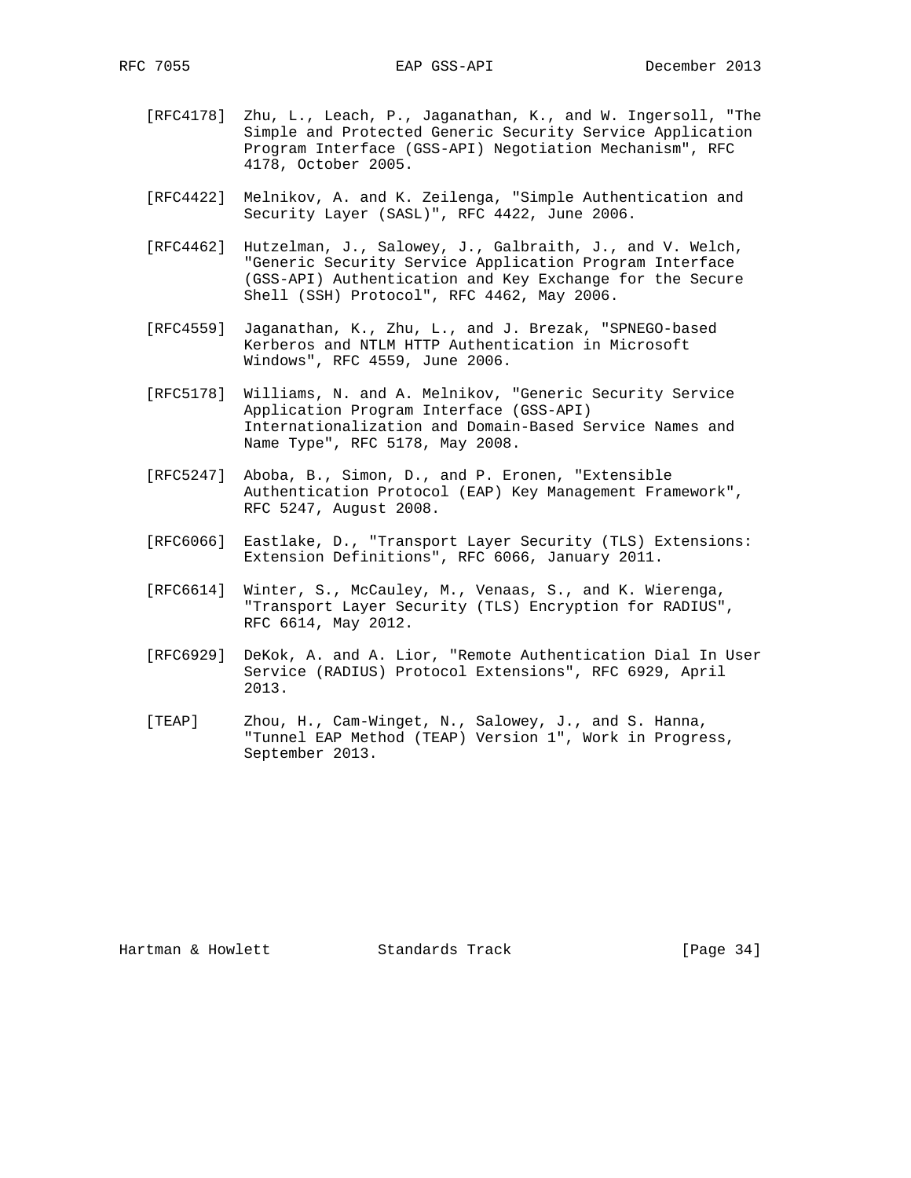[RFC4178] Zhu, L., Leach, P., Jaganathan, K., and W. Ingersoll, "The Simple and Protected Generic Security Service Application Program Interface (GSS-API) Negotiation Mechanism", RFC 4178, October 2005.

[RFC4422] Melnikov, A. and K. Zeilenga, "Simple Authentication and Security Layer (SASL)", RFC 4422, June 2006.

[RFC4462] Hutzelman, J., Salowey, J., Galbraith, J., and V. Welch, "Generic Security Service Application Program Interface (GSS-API) Authentication and Key Exchange for the Secure Shell (SSH) Protocol", RFC 4462, May 2006.

[RFC4559] Jaganathan, K., Zhu, L., and J. Brezak, "SPNEGO-based Kerberos and NTLM HTTP Authentication in Microsoft Windows", RFC 4559, June 2006.

[RFC5178] Williams, N. and A. Melnikov, "Generic Security Service Application Program Interface (GSS-API) Internationalization and Domain-Based Service Names and Name Type", RFC 5178, May 2008.

[RFC5247] Aboba, B., Simon, D., and P. Eronen, "Extensible Authentication Protocol (EAP) Key Management Framework", RFC 5247, August 2008.

[RFC6066] Eastlake, D., "Transport Layer Security (TLS) Extensions: Extension Definitions", RFC 6066, January 2011.

[RFC6614] Winter, S., McCauley, M., Venaas, S., and K. Wierenga, "Transport Layer Security (TLS) Encryption for RADIUS", RFC 6614, May 2012.

[RFC6929] DeKok, A. and A. Lior, "Remote Authentication Dial In User Service (RADIUS) Protocol Extensions", RFC 6929, April 2013.

[TEAP] Zhou, H., Cam-Winget, N., Salowey, J., and S. Hanna, "Tunnel EAP Method (TEAP) Version 1", Work in Progress, September 2013.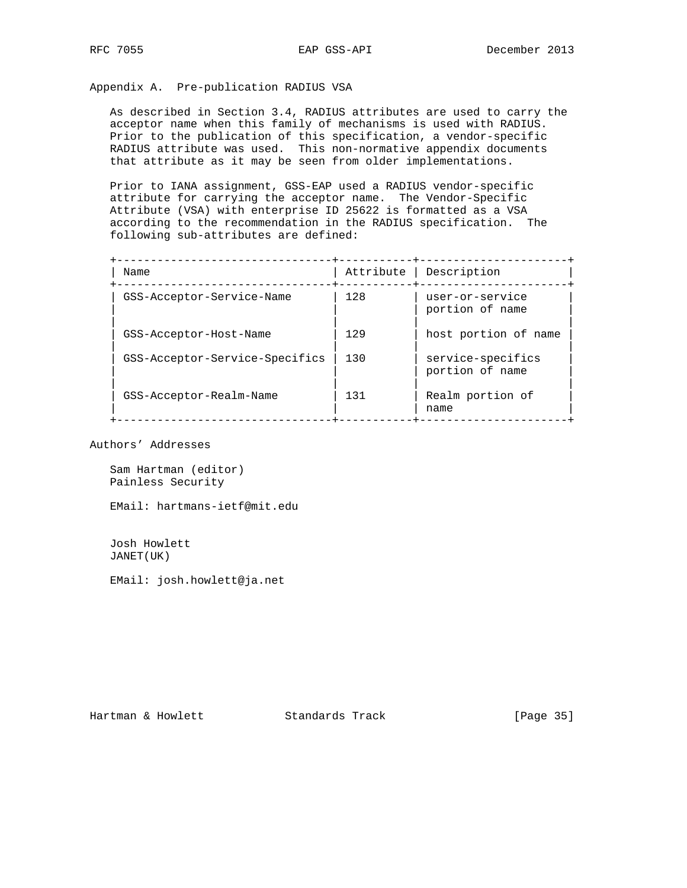## Appendix A. Pre-publication RADIUS VSA

As described in Section 3.4, RADIUS attributes are used to carry the acceptor name when this family of mechanisms is used with RADIUS. Prior to the publication of this specification, a vendor-specific RADIUS attribute was used. This non-normative appendix documents that attribute as it may be seen from older implementations.

Prior to IANA assignment, GSS-EAP used a RADIUS vendor-specific attribute for carrying the acceptor name. The Vendor-Specific Attribute (VSA) with enterprise ID 25622 is formatted as a VSA according to the recommendation in the RADIUS specification. The following sub-attributes are defined:

| Name | Attribute | Description |
|---|---|---|
| GSS-Acceptor-Service-Name | 128 | user-or-service portion of name |
| GSS-Acceptor-Host-Name | 129 | host portion of name |
| GSS-Acceptor-Service-Specifics | 130 | service-specifics portion of name |
| GSS-Acceptor-Realm-Name | 131 | Realm portion of name |

## Authors' Addresses

Sam Hartman (editor)
Painless Security

EMail: hartmans-ietf@mit.edu

Josh Howlett
JANET(UK)

EMail: josh.howlett@ja.net